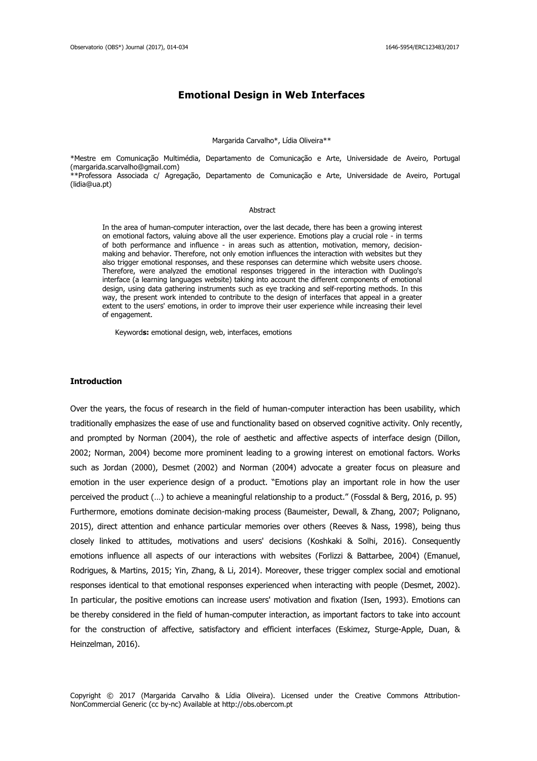# Emotional Design in Web Interfaces

Margarida Carvalho*, Lídia Oliveira**

*Mestre em Comunicação Multimédia, Departamento de Comunicação e Arte, Universidade de Aveiro, Portugal (margarida.scarvalho@gmail.com)
**Professora Associada c/ Agregação, Departamento de Comunicação e Arte, Universidade de Aveiro, Portugal (lidia@ua.pt)

Abstract

In the area of human-computer interaction, over the last decade, there has been a growing interest on emotional factors, valuing above all the user experience. Emotions play a crucial role - in terms of both performance and influence - in areas such as attention, motivation, memory, decision-making and behavior. Therefore, not only emotion influences the interaction with websites but they also trigger emotional responses, and these responses can determine which website users choose. Therefore, were analyzed the emotional responses triggered in the interaction with Duolingo's interface (a learning languages website) taking into account the different components of emotional design, using data gathering instruments such as eye tracking and self-reporting methods. In this way, the present work intended to contribute to the design of interfaces that appeal in a greater extent to the users' emotions, in order to improve their user experience while increasing their level of engagement.

Keyword**s:** emotional design, web, interfaces, emotions

## Introduction

Over the years, the focus of research in the field of human-computer interaction has been usability, which traditionally emphasizes the ease of use and functionality based on observed cognitive activity. Only recently, and prompted by Norman (2004), the role of aesthetic and affective aspects of interface design (Dillon, 2002; Norman, 2004) become more prominent leading to a growing interest on emotional factors. Works such as Jordan (2000), Desmet (2002) and Norman (2004) advocate a greater focus on pleasure and emotion in the user experience design of a product. "Emotions play an important role in how the user perceived the product (…) to achieve a meaningful relationship to a product." (Fossdal & Berg, 2016, p. 95)
Furthermore, emotions dominate decision-making process (Baumeister, Dewall, & Zhang, 2007; Polignano, 2015), direct attention and enhance particular memories over others (Reeves & Nass, 1998), being thus closely linked to attitudes, motivations and users' decisions (Koshkaki & Solhi, 2016). Consequently emotions influence all aspects of our interactions with websites (Forlizzi & Battarbee, 2004) (Emanuel, Rodrigues, & Martins, 2015; Yin, Zhang, & Li, 2014). Moreover, these trigger complex social and emotional responses identical to that emotional responses experienced when interacting with people (Desmet, 2002). In particular, the positive emotions can increase users' motivation and fixation (Isen, 1993). Emotions can be thereby considered in the field of human-computer interaction, as important factors to take into account for the construction of affective, satisfactory and efficient interfaces (Eskimez, Sturge-Apple, Duan, & Heinzelman, 2016).

Copyright © 2017 (Margarida Carvalho & Lídia Oliveira). Licensed under the Creative Commons Attribution-NonCommercial Generic (cc by-nc) Available at http://obs.obercom.pt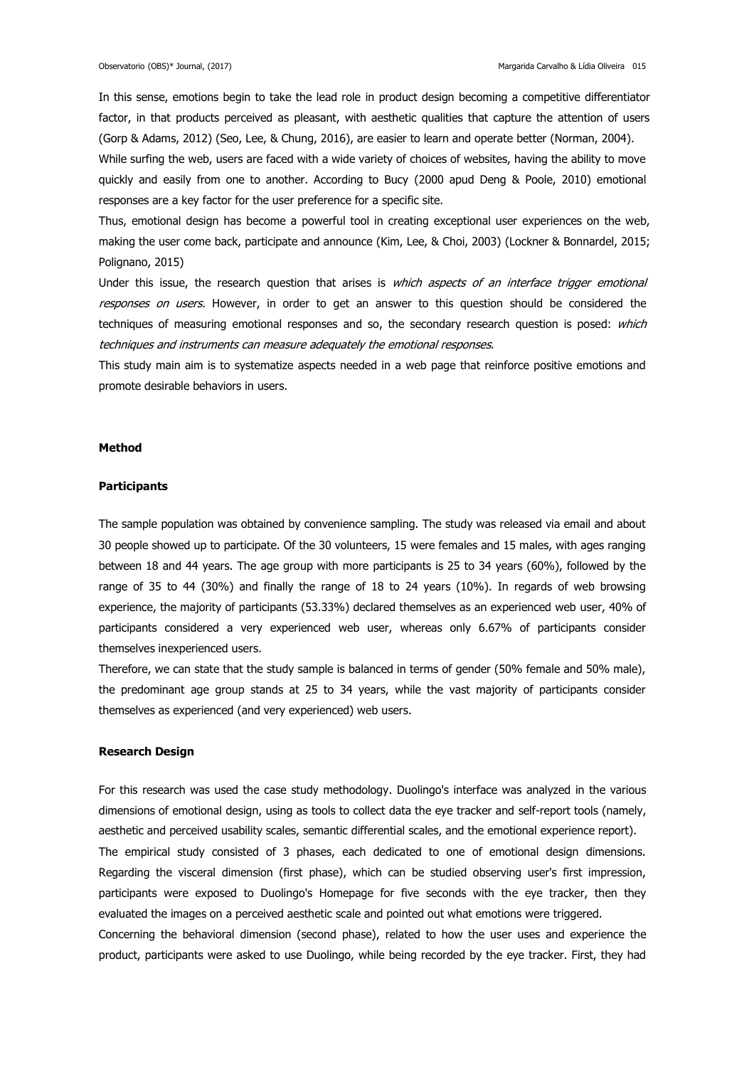In this sense, emotions begin to take the lead role in product design becoming a competitive differentiator factor, in that products perceived as pleasant, with aesthetic qualities that capture the attention of users (Gorp & Adams, 2012) (Seo, Lee, & Chung, 2016), are easier to learn and operate better (Norman, 2004).

While surfing the web, users are faced with a wide variety of choices of websites, having the ability to move quickly and easily from one to another. According to Bucy (2000 apud Deng & Poole, 2010) emotional responses are a key factor for the user preference for a specific site.

Thus, emotional design has become a powerful tool in creating exceptional user experiences on the web, making the user come back, participate and announce (Kim, Lee, & Choi, 2003) (Lockner & Bonnardel, 2015; Polignano, 2015)

Under this issue, the research question that arises is *which aspects of an interface trigger emotional responses on users.* However, in order to get an answer to this question should be considered the techniques of measuring emotional responses and so, the secondary research question is posed: *which techniques and instruments can measure adequately the emotional responses*.

This study main aim is to systematize aspects needed in a web page that reinforce positive emotions and promote desirable behaviors in users.

## Method

### Participants

The sample population was obtained by convenience sampling. The study was released via email and about 30 people showed up to participate. Of the 30 volunteers, 15 were females and 15 males, with ages ranging between 18 and 44 years. The age group with more participants is 25 to 34 years (60%), followed by the range of 35 to 44 (30%) and finally the range of 18 to 24 years (10%). In regards of web browsing experience, the majority of participants (53.33%) declared themselves as an experienced web user, 40% of participants considered a very experienced web user, whereas only 6.67% of participants consider themselves inexperienced users.

Therefore, we can state that the study sample is balanced in terms of gender (50% female and 50% male), the predominant age group stands at 25 to 34 years, while the vast majority of participants consider themselves as experienced (and very experienced) web users.

### Research Design

For this research was used the case study methodology. Duolingo's interface was analyzed in the various dimensions of emotional design, using as tools to collect data the eye tracker and self-report tools (namely, aesthetic and perceived usability scales, semantic differential scales, and the emotional experience report).

The empirical study consisted of 3 phases, each dedicated to one of emotional design dimensions. Regarding the visceral dimension (first phase), which can be studied observing user's first impression, participants were exposed to Duolingo's Homepage for five seconds with the eye tracker, then they evaluated the images on a perceived aesthetic scale and pointed out what emotions were triggered.

Concerning the behavioral dimension (second phase), related to how the user uses and experience the product, participants were asked to use Duolingo, while being recorded by the eye tracker. First, they had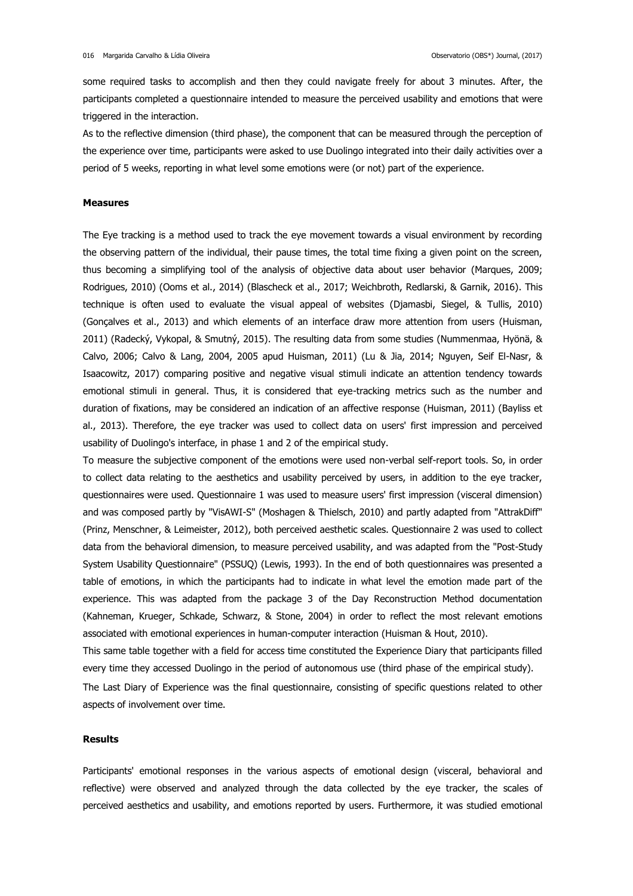some required tasks to accomplish and then they could navigate freely for about 3 minutes. After, the participants completed a questionnaire intended to measure the perceived usability and emotions that were triggered in the interaction.

As to the reflective dimension (third phase), the component that can be measured through the perception of the experience over time, participants were asked to use Duolingo integrated into their daily activities over a period of 5 weeks, reporting in what level some emotions were (or not) part of the experience.

### Measures

The Eye tracking is a method used to track the eye movement towards a visual environment by recording the observing pattern of the individual, their pause times, the total time fixing a given point on the screen, thus becoming a simplifying tool of the analysis of objective data about user behavior (Marques, 2009; Rodrigues, 2010) (Ooms et al., 2014) (Blascheck et al., 2017; Weichbroth, Redlarski, & Garnik, 2016). This technique is often used to evaluate the visual appeal of websites (Djamasbi, Siegel, & Tullis, 2010) (Gonçalves et al., 2013) and which elements of an interface draw more attention from users (Huisman, 2011) (Radecký, Vykopal, & Smutný, 2015). The resulting data from some studies (Nummenmaa, Hyönä, & Calvo, 2006; Calvo & Lang, 2004, 2005 apud Huisman, 2011) (Lu & Jia, 2014; Nguyen, Seif El-Nasr, & Isaacowitz, 2017) comparing positive and negative visual stimuli indicate an attention tendency towards emotional stimuli in general. Thus, it is considered that eye-tracking metrics such as the number and duration of fixations, may be considered an indication of an affective response (Huisman, 2011) (Bayliss et al., 2013). Therefore, the eye tracker was used to collect data on users' first impression and perceived usability of Duolingo's interface, in phase 1 and 2 of the empirical study.

To measure the subjective component of the emotions were used non-verbal self-report tools. So, in order to collect data relating to the aesthetics and usability perceived by users, in addition to the eye tracker, questionnaires were used. Questionnaire 1 was used to measure users' first impression (visceral dimension) and was composed partly by "VisAWI-S" (Moshagen & Thielsch, 2010) and partly adapted from "AttrakDiff" (Prinz, Menschner, & Leimeister, 2012), both perceived aesthetic scales. Questionnaire 2 was used to collect data from the behavioral dimension, to measure perceived usability, and was adapted from the "Post-Study System Usability Questionnaire" (PSSUQ) (Lewis, 1993). In the end of both questionnaires was presented a table of emotions, in which the participants had to indicate in what level the emotion made part of the experience. This was adapted from the package 3 of the Day Reconstruction Method documentation (Kahneman, Krueger, Schkade, Schwarz, & Stone, 2004) in order to reflect the most relevant emotions associated with emotional experiences in human-computer interaction (Huisman & Hout, 2010).

This same table together with a field for access time constituted the Experience Diary that participants filled every time they accessed Duolingo in the period of autonomous use (third phase of the empirical study).

The Last Diary of Experience was the final questionnaire, consisting of specific questions related to other aspects of involvement over time.

### Results

Participants' emotional responses in the various aspects of emotional design (visceral, behavioral and reflective) were observed and analyzed through the data collected by the eye tracker, the scales of perceived aesthetics and usability, and emotions reported by users. Furthermore, it was studied emotional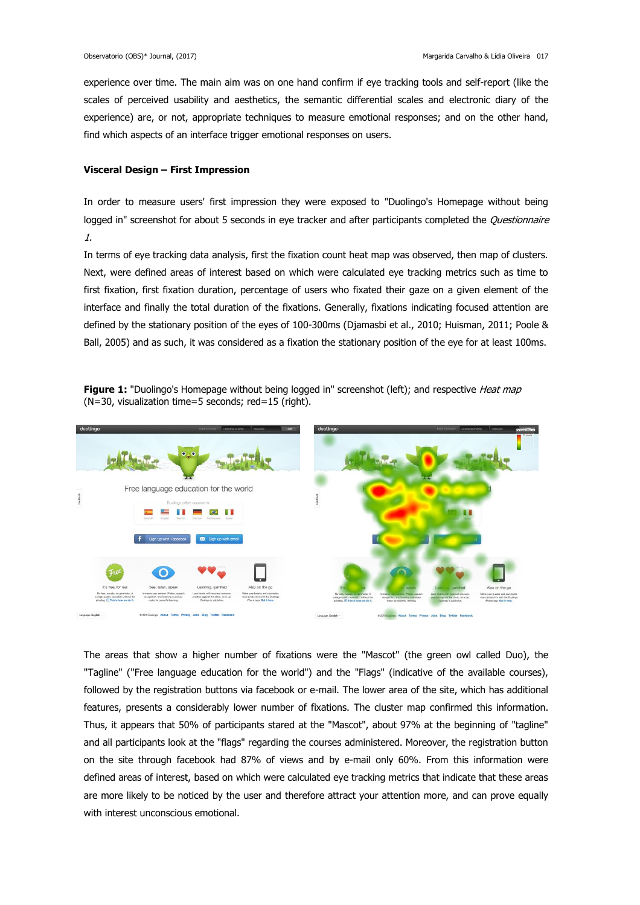experience over time. The main aim was on one hand confirm if eye tracking tools and self-report (like the scales of perceived usability and aesthetics, the semantic differential scales and electronic diary of the experience) are, or not, appropriate techniques to measure emotional responses; and on the other hand, find which aspects of an interface trigger emotional responses on users.

### Visceral Design – First Impression

In order to measure users' first impression they were exposed to "Duolingo's Homepage without being logged in" screenshot for about 5 seconds in eye tracker and after participants completed the *Questionnaire 1*.

In terms of eye tracking data analysis, first the fixation count heat map was observed, then map of clusters. Next, were defined areas of interest based on which were calculated eye tracking metrics such as time to first fixation, first fixation duration, percentage of users who fixated their gaze on a given element of the interface and finally the total duration of the fixations. Generally, fixations indicating focused attention are defined by the stationary position of the eyes of 100-300ms (Djamasbi et al., 2010; Huisman, 2011; Poole & Ball, 2005) and as such, it was considered as a fixation the stationary position of the eye for at least 100ms.

**Figure 1:** "Duolingo's Homepage without being logged in" screenshot (left); and respective *Heat map* (N=30, visualization time=5 seconds; red=15 (right).

The areas that show a higher number of fixations were the "Mascot" (the green owl called Duo), the "Tagline" ("Free language education for the world") and the "Flags" (indicative of the available courses), followed by the registration buttons via facebook or e-mail. The lower area of the site, which has additional features, presents a considerably lower number of fixations. The cluster map confirmed this information. Thus, it appears that 50% of participants stared at the "Mascot", about 97% at the beginning of "tagline" and all participants look at the "flags" regarding the courses administered. Moreover, the registration button on the site through facebook had 87% of views and by e-mail only 60%. From this information were defined areas of interest, based on which were calculated eye tracking metrics that indicate that these areas are more likely to be noticed by the user and therefore attract your attention more, and can prove equally with interest unconscious emotional.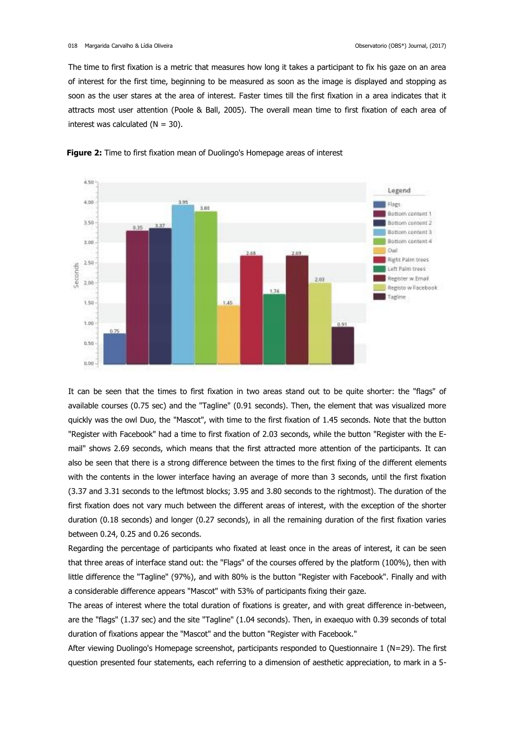The time to first fixation is a metric that measures how long it takes a participant to fix his gaze on an area of interest for the first time, beginning to be measured as soon as the image is displayed and stopping as soon as the user stares at the area of interest. Faster times till the first fixation in a area indicates that it attracts most user attention (Poole & Ball, 2005). The overall mean time to first fixation of each area of interest was calculated (N = 30).

**Figure 2:** Time to first fixation mean of Duolingo's Homepage areas of interest

It can be seen that the times to first fixation in two areas stand out to be quite shorter: the "flags" of available courses (0.75 sec) and the "Tagline" (0.91 seconds). Then, the element that was visualized more quickly was the owl Duo, the "Mascot", with time to the first fixation of 1.45 seconds. Note that the button "Register with Facebook" had a time to first fixation of 2.03 seconds, while the button "Register with the E-mail" shows 2.69 seconds, which means that the first attracted more attention of the participants. It can also be seen that there is a strong difference between the times to the first fixing of the different elements with the contents in the lower interface having an average of more than 3 seconds, until the first fixation (3.37 and 3.31 seconds to the leftmost blocks; 3.95 and 3.80 seconds to the rightmost). The duration of the first fixation does not vary much between the different areas of interest, with the exception of the shorter duration (0.18 seconds) and longer (0.27 seconds), in all the remaining duration of the first fixation varies between 0.24, 0.25 and 0.26 seconds.

Regarding the percentage of participants who fixated at least once in the areas of interest, it can be seen that three areas of interface stand out: the "Flags" of the courses offered by the platform (100%), then with little difference the "Tagline" (97%), and with 80% is the button "Register with Facebook". Finally and with a considerable difference appears "Mascot" with 53% of participants fixing their gaze.

The areas of interest where the total duration of fixations is greater, and with great difference in-between, are the "flags" (1.37 sec) and the site "Tagline" (1.04 seconds). Then, in exaequo with 0.39 seconds of total duration of fixations appear the "Mascot" and the button "Register with Facebook."

After viewing Duolingo's Homepage screenshot, participants responded to Questionnaire 1 (N=29). The first question presented four statements, each referring to a dimension of aesthetic appreciation, to mark in a 5-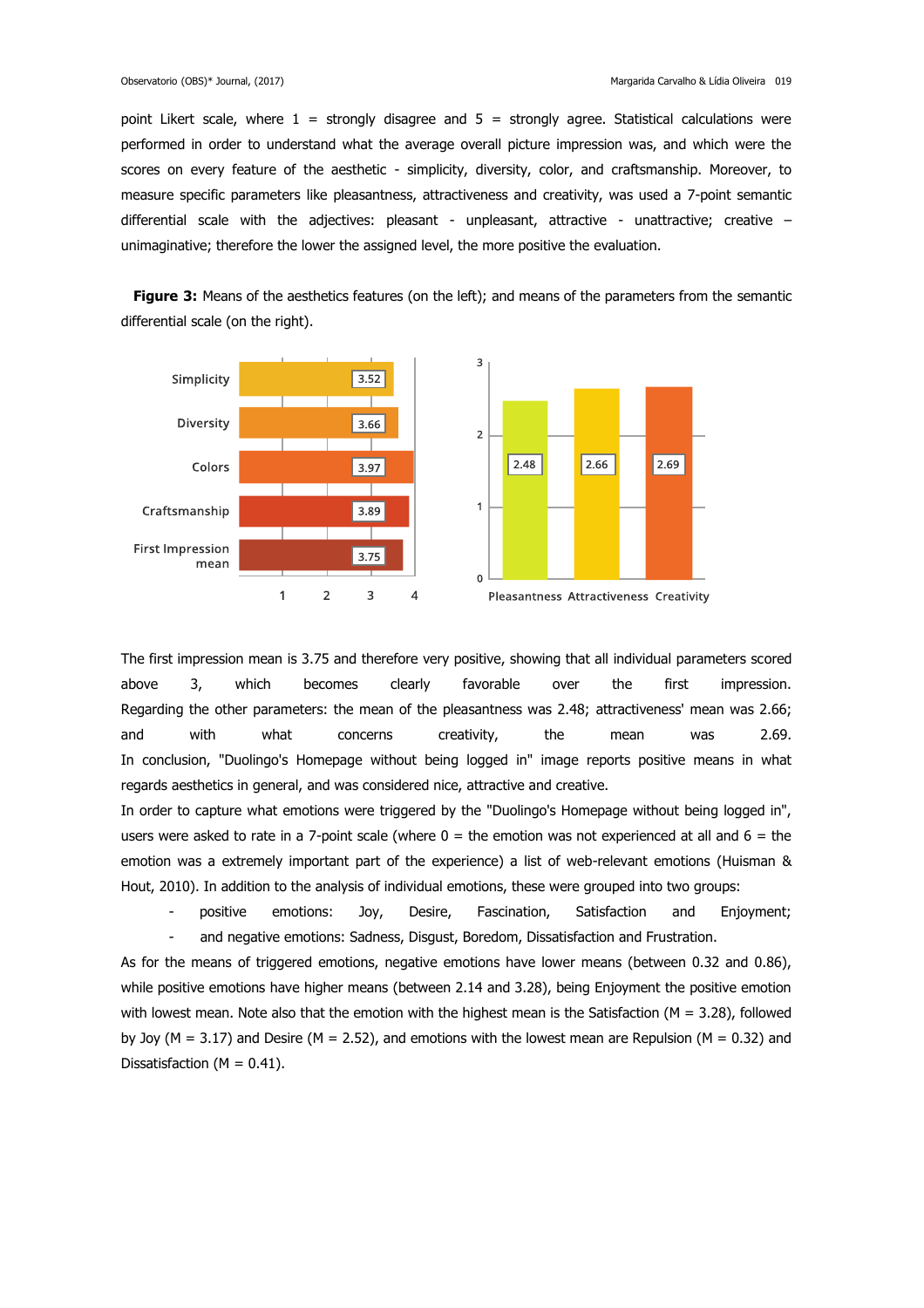point Likert scale, where 1 = strongly disagree and 5 = strongly agree. Statistical calculations were performed in order to understand what the average overall picture impression was, and which were the scores on every feature of the aesthetic - simplicity, diversity, color, and craftsmanship. Moreover, to measure specific parameters like pleasantness, attractiveness and creativity, was used a 7-point semantic differential scale with the adjectives: pleasant - unpleasant, attractive - unattractive; creative – unimaginative; therefore the lower the assigned level, the more positive the evaluation.

**Figure 3:** Means of the aesthetics features (on the left); and means of the parameters from the semantic differential scale (on the right).

| Aesthetics feature | Mean |
| --- | --- |
| Simplicity | 3.52 |
| Diversity | 3.66 |
| Colors | 3.97 |
| Craftsmanship | 3.89 |
| First Impression mean | 3.75 |

| Parameter | Mean |
| --- | --- |
| Pleasantness | 2.48 |
| Attractiveness | 2.66 |
| Creativity | 2.69 |

The first impression mean is 3.75 and therefore very positive, showing that all individual parameters scored above 3, which becomes clearly favorable over the first impression. Regarding the other parameters: the mean of the pleasantness was 2.48; attractiveness' mean was 2.66; and with what concerns creativity, the mean was 2.69.
In conclusion, "Duolingo's Homepage without being logged in" image reports positive means in what regards aesthetics in general, and was considered nice, attractive and creative.
In order to capture what emotions were triggered by the "Duolingo's Homepage without being logged in", users were asked to rate in a 7-point scale (where 0 = the emotion was not experienced at all and 6 = the emotion was a extremely important part of the experience) a list of web-relevant emotions (Huisman & Hout, 2010). In addition to the analysis of individual emotions, these were grouped into two groups:

- positive emotions: Joy, Desire, Fascination, Satisfaction and Enjoyment;
- and negative emotions: Sadness, Disgust, Boredom, Dissatisfaction and Frustration.

As for the means of triggered emotions, negative emotions have lower means (between 0.32 and 0.86), while positive emotions have higher means (between 2.14 and 3.28), being Enjoyment the positive emotion with lowest mean. Note also that the emotion with the highest mean is the Satisfaction (M = 3.28), followed by Joy (M = 3.17) and Desire (M = 2.52), and emotions with the lowest mean are Repulsion (M = 0.32) and Dissatisfaction (M = 0.41).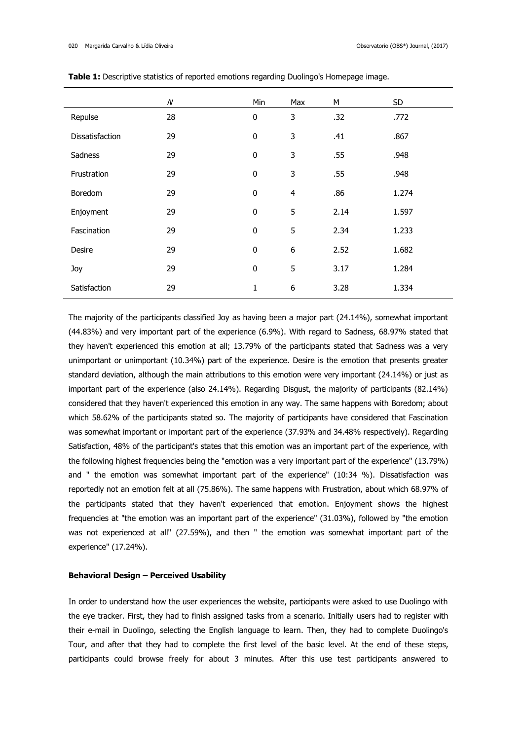**Table 1:** Descriptive statistics of reported emotions regarding Duolingo's Homepage image.

| | *N* | Min | Max | M | SD |
|---|---|---|---|---|---|
| Repulse | 28 | 0 | 3 | .32 | .772 |
| Dissatisfaction | 29 | 0 | 3 | .41 | .867 |
| Sadness | 29 | 0 | 3 | .55 | .948 |
| Frustration | 29 | 0 | 3 | .55 | .948 |
| Boredom | 29 | 0 | 4 | .86 | 1.274 |
| Enjoyment | 29 | 0 | 5 | 2.14 | 1.597 |
| Fascination | 29 | 0 | 5 | 2.34 | 1.233 |
| Desire | 29 | 0 | 6 | 2.52 | 1.682 |
| Joy | 29 | 0 | 5 | 3.17 | 1.284 |
| Satisfaction | 29 | 1 | 6 | 3.28 | 1.334 |

The majority of the participants classified Joy as having been a major part (24.14%), somewhat important (44.83%) and very important part of the experience (6.9%). With regard to Sadness, 68.97% stated that they haven't experienced this emotion at all; 13.79% of the participants stated that Sadness was a very unimportant or unimportant (10.34%) part of the experience. Desire is the emotion that presents greater standard deviation, although the main attributions to this emotion were very important (24.14%) or just as important part of the experience (also 24.14%). Regarding Disgust, the majority of participants (82.14%) considered that they haven't experienced this emotion in any way. The same happens with Boredom; about which 58.62% of the participants stated so. The majority of participants have considered that Fascination was somewhat important or important part of the experience (37.93% and 34.48% respectively). Regarding Satisfaction, 48% of the participant's states that this emotion was an important part of the experience, with the following highest frequencies being the "emotion was a very important part of the experience" (13.79%) and " the emotion was somewhat important part of the experience" (10:34 %). Dissatisfaction was reportedly not an emotion felt at all (75.86%). The same happens with Frustration, about which 68.97% of the participants stated that they haven't experienced that emotion. Enjoyment shows the highest frequencies at "the emotion was an important part of the experience" (31.03%), followed by "the emotion was not experienced at all" (27.59%), and then " the emotion was somewhat important part of the experience" (17.24%).

**Behavioral Design – Perceived Usability**

In order to understand how the user experiences the website, participants were asked to use Duolingo with the eye tracker. First, they had to finish assigned tasks from a scenario. Initially users had to register with their e-mail in Duolingo, selecting the English language to learn. Then, they had to complete Duolingo's Tour, and after that they had to complete the first level of the basic level. At the end of these steps, participants could browse freely for about 3 minutes. After this use test participants answered to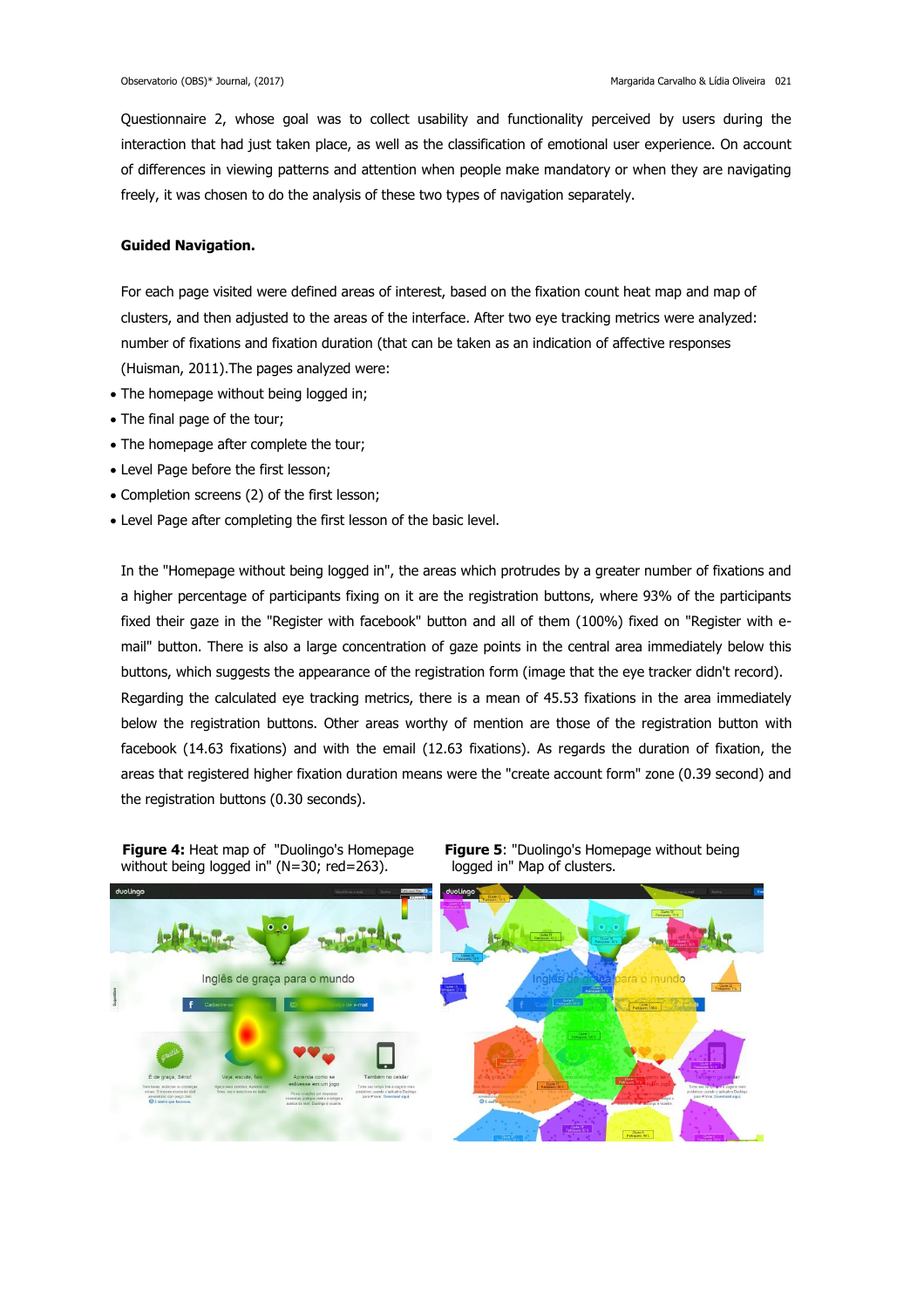Questionnaire 2, whose goal was to collect usability and functionality perceived by users during the interaction that had just taken place, as well as the classification of emotional user experience. On account of differences in viewing patterns and attention when people make mandatory or when they are navigating freely, it was chosen to do the analysis of these two types of navigation separately.

**Guided Navigation.**

For each page visited were defined areas of interest, based on the fixation count heat map and map of clusters, and then adjusted to the areas of the interface. After two eye tracking metrics were analyzed: number of fixations and fixation duration (that can be taken as an indication of affective responses (Huisman, 2011).The pages analyzed were:

- The homepage without being logged in;
- The final page of the tour;
- The homepage after complete the tour;
- Level Page before the first lesson;
- Completion screens (2) of the first lesson;
- Level Page after completing the first lesson of the basic level.

In the "Homepage without being logged in", the areas which protrudes by a greater number of fixations and a higher percentage of participants fixing on it are the registration buttons, where 93% of the participants fixed their gaze in the "Register with facebook" button and all of them (100%) fixed on "Register with e-mail" button. There is also a large concentration of gaze points in the central area immediately below this buttons, which suggests the appearance of the registration form (image that the eye tracker didn't record). Regarding the calculated eye tracking metrics, there is a mean of 45.53 fixations in the area immediately below the registration buttons. Other areas worthy of mention are those of the registration button with facebook (14.63 fixations) and with the email (12.63 fixations). As regards the duration of fixation, the areas that registered higher fixation duration means were the "create account form" zone (0.39 second) and the registration buttons (0.30 seconds).

**Figure 4:** Heat map of "Duolingo's Homepage without being logged in" (N=30; red=263).

**Figure 5**: "Duolingo's Homepage without being logged in" Map of clusters.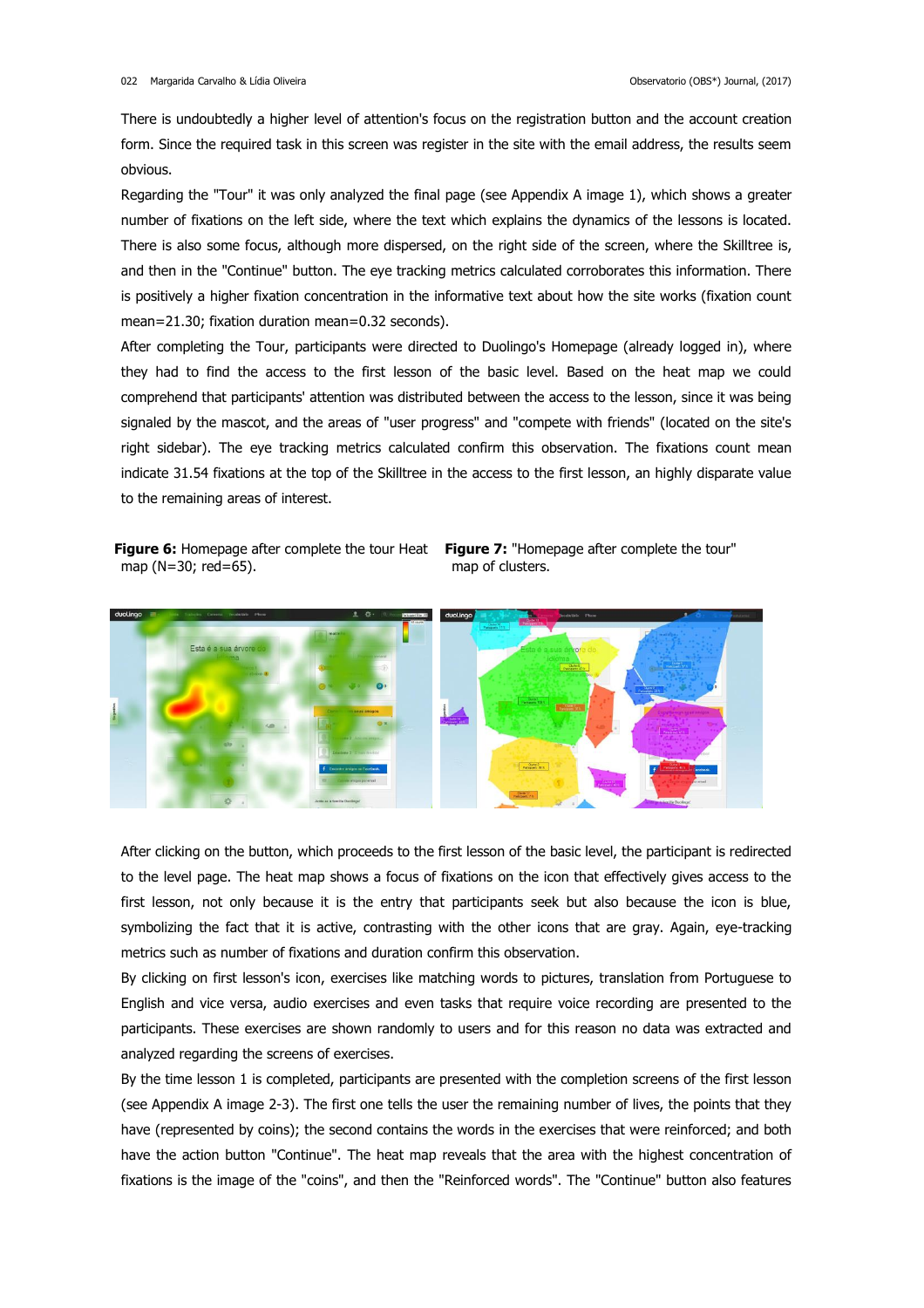There is undoubtedly a higher level of attention's focus on the registration button and the account creation form. Since the required task in this screen was register in the site with the email address, the results seem obvious.

Regarding the "Tour" it was only analyzed the final page (see Appendix A image 1), which shows a greater number of fixations on the left side, where the text which explains the dynamics of the lessons is located. There is also some focus, although more dispersed, on the right side of the screen, where the Skilltree is, and then in the "Continue" button. The eye tracking metrics calculated corroborates this information. There is positively a higher fixation concentration in the informative text about how the site works (fixation count mean=21.30; fixation duration mean=0.32 seconds).

After completing the Tour, participants were directed to Duolingo's Homepage (already logged in), where they had to find the access to the first lesson of the basic level. Based on the heat map we could comprehend that participants' attention was distributed between the access to the lesson, since it was being signaled by the mascot, and the areas of "user progress" and "compete with friends" (located on the site's right sidebar). The eye tracking metrics calculated confirm this observation. The fixations count mean indicate 31.54 fixations at the top of the Skilltree in the access to the first lesson, an highly disparate value to the remaining areas of interest.

**Figure 6:** Homepage after complete the tour Heat map (N=30; red=65).

**Figure 7:** "Homepage after complete the tour" map of clusters.

After clicking on the button, which proceeds to the first lesson of the basic level, the participant is redirected to the level page. The heat map shows a focus of fixations on the icon that effectively gives access to the first lesson, not only because it is the entry that participants seek but also because the icon is blue, symbolizing the fact that it is active, contrasting with the other icons that are gray. Again, eye-tracking metrics such as number of fixations and duration confirm this observation.

By clicking on first lesson's icon, exercises like matching words to pictures, translation from Portuguese to English and vice versa, audio exercises and even tasks that require voice recording are presented to the participants. These exercises are shown randomly to users and for this reason no data was extracted and analyzed regarding the screens of exercises.

By the time lesson 1 is completed, participants are presented with the completion screens of the first lesson (see Appendix A image 2-3). The first one tells the user the remaining number of lives, the points that they have (represented by coins); the second contains the words in the exercises that were reinforced; and both have the action button "Continue". The heat map reveals that the area with the highest concentration of fixations is the image of the "coins", and then the "Reinforced words". The "Continue" button also features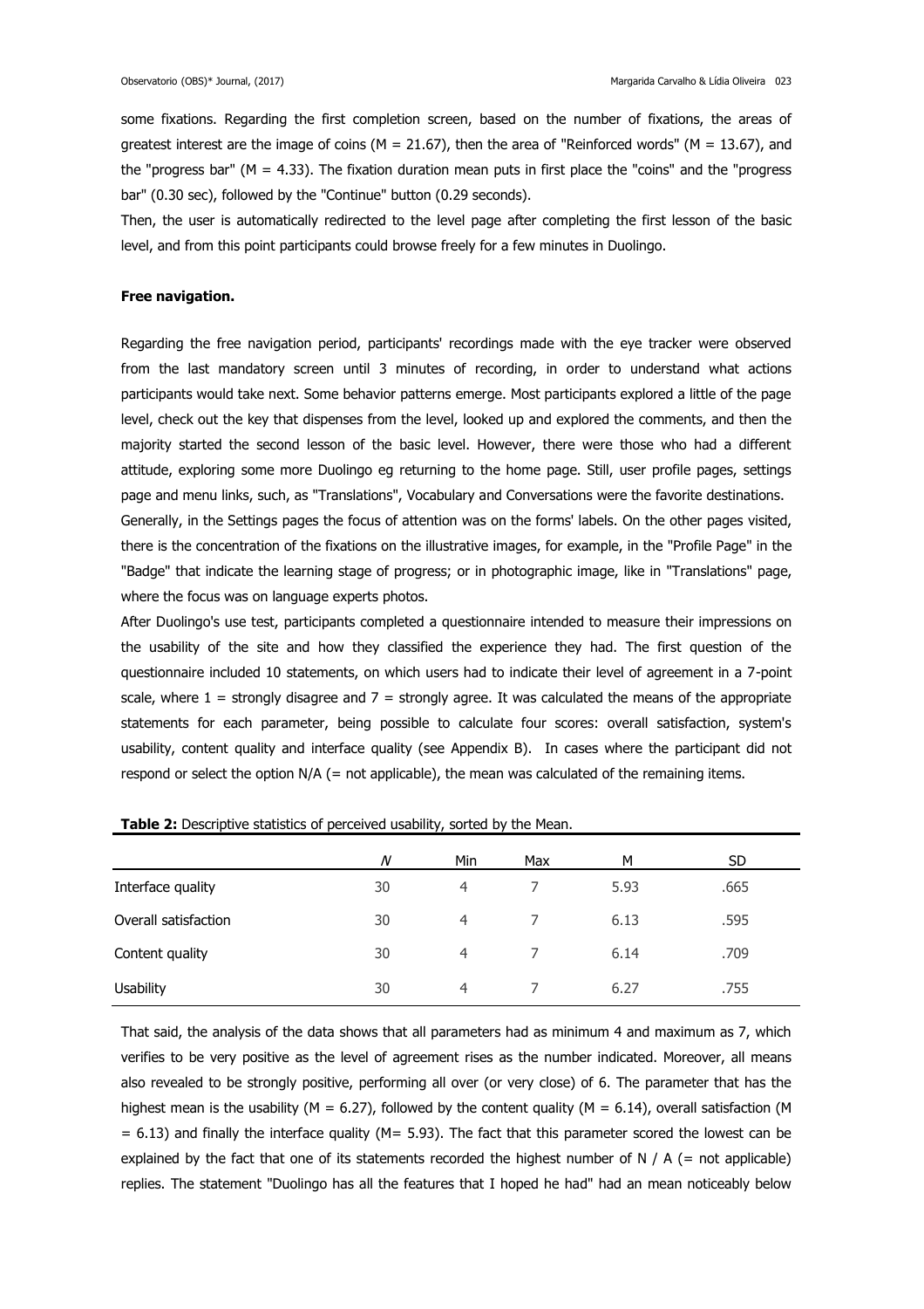some fixations. Regarding the first completion screen, based on the number of fixations, the areas of greatest interest are the image of coins (M = 21.67), then the area of "Reinforced words" (M = 13.67), and the "progress bar" (M = 4.33). The fixation duration mean puts in first place the "coins" and the "progress bar" (0.30 sec), followed by the "Continue" button (0.29 seconds).

Then, the user is automatically redirected to the level page after completing the first lesson of the basic level, and from this point participants could browse freely for a few minutes in Duolingo.

**Free navigation.**

Regarding the free navigation period, participants' recordings made with the eye tracker were observed from the last mandatory screen until 3 minutes of recording, in order to understand what actions participants would take next. Some behavior patterns emerge. Most participants explored a little of the page level, check out the key that dispenses from the level, looked up and explored the comments, and then the majority started the second lesson of the basic level. However, there were those who had a different attitude, exploring some more Duolingo eg returning to the home page. Still, user profile pages, settings page and menu links, such, as "Translations", Vocabulary and Conversations were the favorite destinations.

Generally, in the Settings pages the focus of attention was on the forms' labels. On the other pages visited, there is the concentration of the fixations on the illustrative images, for example, in the "Profile Page" in the "Badge" that indicate the learning stage of progress; or in photographic image, like in "Translations" page, where the focus was on language experts photos.

After Duolingo's use test, participants completed a questionnaire intended to measure their impressions on the usability of the site and how they classified the experience they had. The first question of the questionnaire included 10 statements, on which users had to indicate their level of agreement in a 7-point scale, where 1 = strongly disagree and 7 = strongly agree. It was calculated the means of the appropriate statements for each parameter, being possible to calculate four scores: overall satisfaction, system's usability, content quality and interface quality (see Appendix B). In cases where the participant did not respond or select the option N/A (= not applicable), the mean was calculated of the remaining items.

**Table 2:** Descriptive statistics of perceived usability, sorted by the Mean.

| | *N* | Min | Max | M | SD |
|---|---|---|---|---|---|
| Interface quality | 30 | 4 | 7 | 5.93 | .665 |
| Overall satisfaction | 30 | 4 | 7 | 6.13 | .595 |
| Content quality | 30 | 4 | 7 | 6.14 | .709 |
| Usability | 30 | 4 | 7 | 6.27 | .755 |

That said, the analysis of the data shows that all parameters had as minimum 4 and maximum as 7, which verifies to be very positive as the level of agreement rises as the number indicated. Moreover, all means also revealed to be strongly positive, performing all over (or very close) of 6. The parameter that has the highest mean is the usability (M = 6.27), followed by the content quality (M = 6.14), overall satisfaction (M = 6.13) and finally the interface quality (M= 5.93). The fact that this parameter scored the lowest can be explained by the fact that one of its statements recorded the highest number of N / A (= not applicable) replies. The statement "Duolingo has all the features that I hoped he had" had an mean noticeably below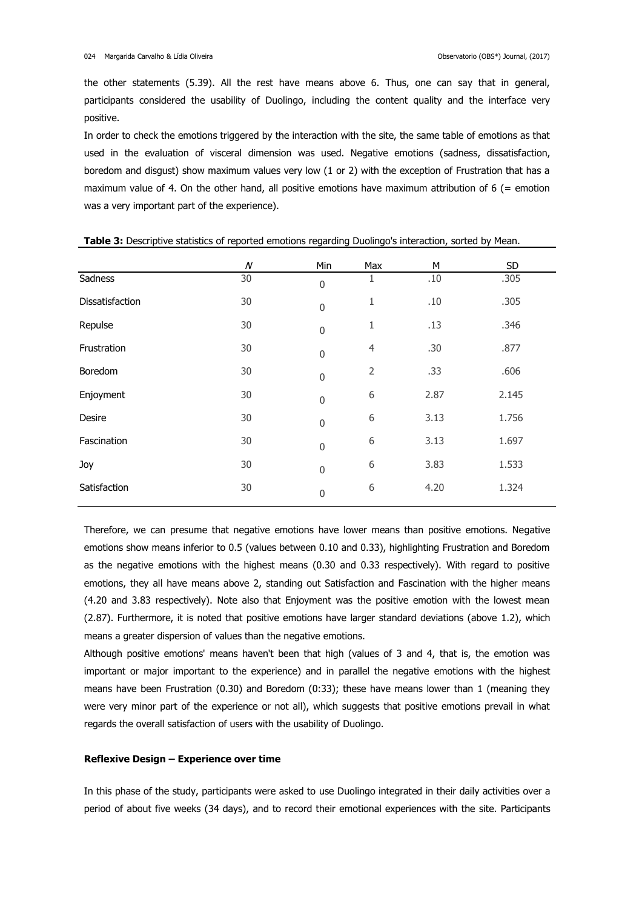the other statements (5.39). All the rest have means above 6. Thus, one can say that in general, participants considered the usability of Duolingo, including the content quality and the interface very positive.

In order to check the emotions triggered by the interaction with the site, the same table of emotions as that used in the evaluation of visceral dimension was used. Negative emotions (sadness, dissatisfaction, boredom and disgust) show maximum values very low (1 or 2) with the exception of Frustration that has a maximum value of 4. On the other hand, all positive emotions have maximum attribution of 6 (= emotion was a very important part of the experience).

**Table 3:** Descriptive statistics of reported emotions regarding Duolingo's interaction, sorted by Mean.

| | *N* | Min | Max | M | SD |
|---|---|---|---|---|---|
| Sadness | 30 | 0 | 1 | .10 | .305 |
| Dissatisfaction | 30 | 0 | 1 | .10 | .305 |
| Repulse | 30 | 0 | 1 | .13 | .346 |
| Frustration | 30 | 0 | 4 | .30 | .877 |
| Boredom | 30 | 0 | 2 | .33 | .606 |
| Enjoyment | 30 | 0 | 6 | 2.87 | 2.145 |
| Desire | 30 | 0 | 6 | 3.13 | 1.756 |
| Fascination | 30 | 0 | 6 | 3.13 | 1.697 |
| Joy | 30 | 0 | 6 | 3.83 | 1.533 |
| Satisfaction | 30 | 0 | 6 | 4.20 | 1.324 |

Therefore, we can presume that negative emotions have lower means than positive emotions. Negative emotions show means inferior to 0.5 (values between 0.10 and 0.33), highlighting Frustration and Boredom as the negative emotions with the highest means (0.30 and 0.33 respectively). With regard to positive emotions, they all have means above 2, standing out Satisfaction and Fascination with the higher means (4.20 and 3.83 respectively). Note also that Enjoyment was the positive emotion with the lowest mean (2.87). Furthermore, it is noted that positive emotions have larger standard deviations (above 1.2), which means a greater dispersion of values than the negative emotions.

Although positive emotions' means haven't been that high (values of 3 and 4, that is, the emotion was important or major important to the experience) and in parallel the negative emotions with the highest means have been Frustration (0.30) and Boredom (0:33); these have means lower than 1 (meaning they were very minor part of the experience or not all), which suggests that positive emotions prevail in what regards the overall satisfaction of users with the usability of Duolingo.

**Reflexive Design – Experience over time**

In this phase of the study, participants were asked to use Duolingo integrated in their daily activities over a period of about five weeks (34 days), and to record their emotional experiences with the site. Participants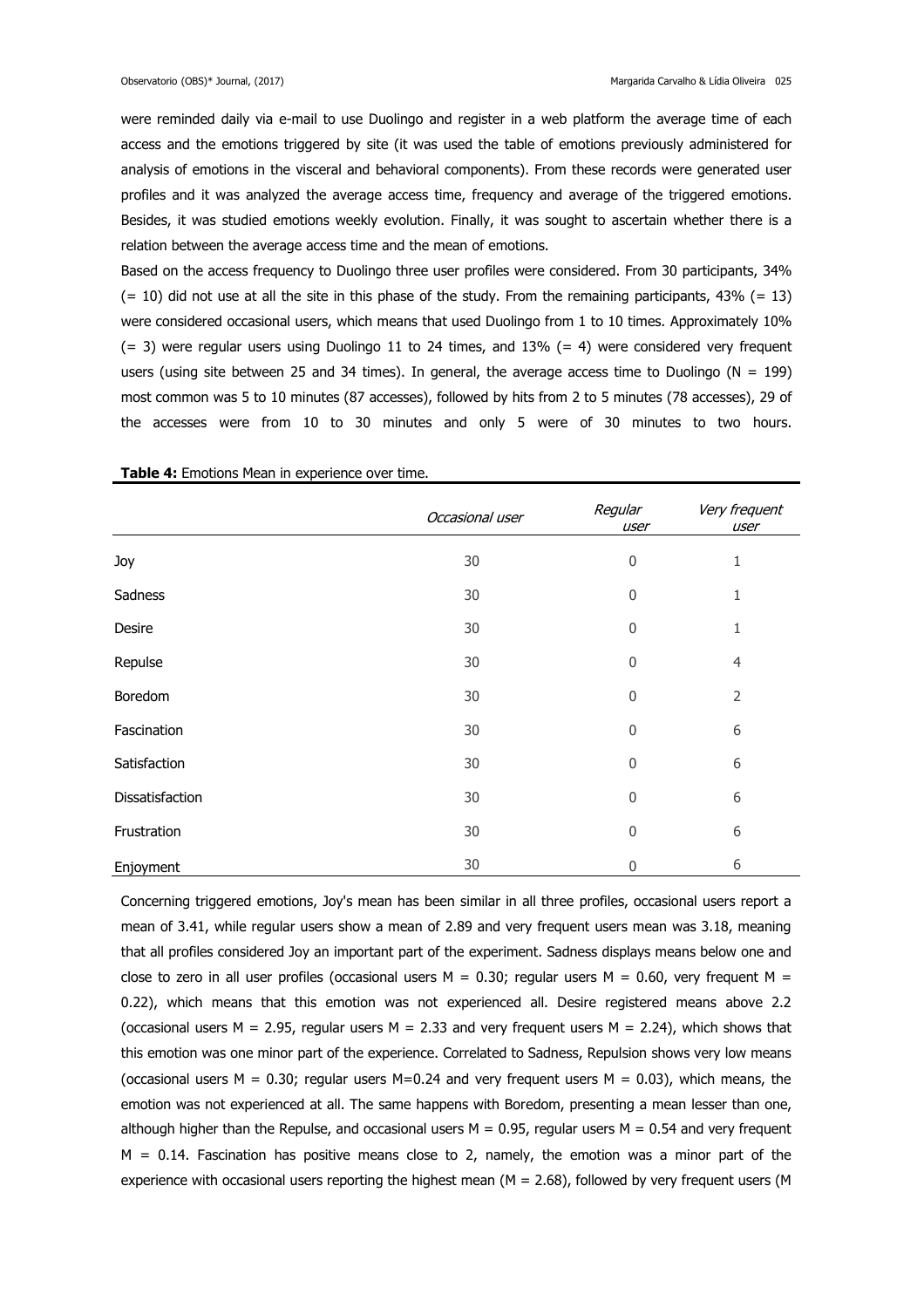were reminded daily via e-mail to use Duolingo and register in a web platform the average time of each access and the emotions triggered by site (it was used the table of emotions previously administered for analysis of emotions in the visceral and behavioral components). From these records were generated user profiles and it was analyzed the average access time, frequency and average of the triggered emotions. Besides, it was studied emotions weekly evolution. Finally, it was sought to ascertain whether there is a relation between the average access time and the mean of emotions.

Based on the access frequency to Duolingo three user profiles were considered. From 30 participants, 34% (= 10) did not use at all the site in this phase of the study. From the remaining participants, 43% (= 13) were considered occasional users, which means that used Duolingo from 1 to 10 times. Approximately 10% (= 3) were regular users using Duolingo 11 to 24 times, and 13% (= 4) were considered very frequent users (using site between 25 and 34 times). In general, the average access time to Duolingo (N = 199) most common was 5 to 10 minutes (87 accesses), followed by hits from 2 to 5 minutes (78 accesses), 29 of the accesses were from 10 to 30 minutes and only 5 were of 30 minutes to two hours.

**Table 4:** Emotions Mean in experience over time.

| | *Occasional user* | *Regular user* | *Very frequent user* |
|---|---|---|---|
| Joy | 30 | 0 | 1 |
| Sadness | 30 | 0 | 1 |
| Desire | 30 | 0 | 1 |
| Repulse | 30 | 0 | 4 |
| Boredom | 30 | 0 | 2 |
| Fascination | 30 | 0 | 6 |
| Satisfaction | 30 | 0 | 6 |
| Dissatisfaction | 30 | 0 | 6 |
| Frustration | 30 | 0 | 6 |
| Enjoyment | 30 | 0 | 6 |

Concerning triggered emotions, Joy's mean has been similar in all three profiles, occasional users report a mean of 3.41, while regular users show a mean of 2.89 and very frequent users mean was 3.18, meaning that all profiles considered Joy an important part of the experiment. Sadness displays means below one and close to zero in all user profiles (occasional users M = 0.30; regular users M = 0.60, very frequent M = 0.22), which means that this emotion was not experienced all. Desire registered means above 2.2 (occasional users M = 2.95, regular users M = 2.33 and very frequent users M = 2.24), which shows that this emotion was one minor part of the experience. Correlated to Sadness, Repulsion shows very low means (occasional users M = 0.30; regular users M=0.24 and very frequent users M = 0.03), which means, the emotion was not experienced at all. The same happens with Boredom, presenting a mean lesser than one, although higher than the Repulse, and occasional users M = 0.95, regular users M = 0.54 and very frequent M = 0.14. Fascination has positive means close to 2, namely, the emotion was a minor part of the experience with occasional users reporting the highest mean (M = 2.68), followed by very frequent users (M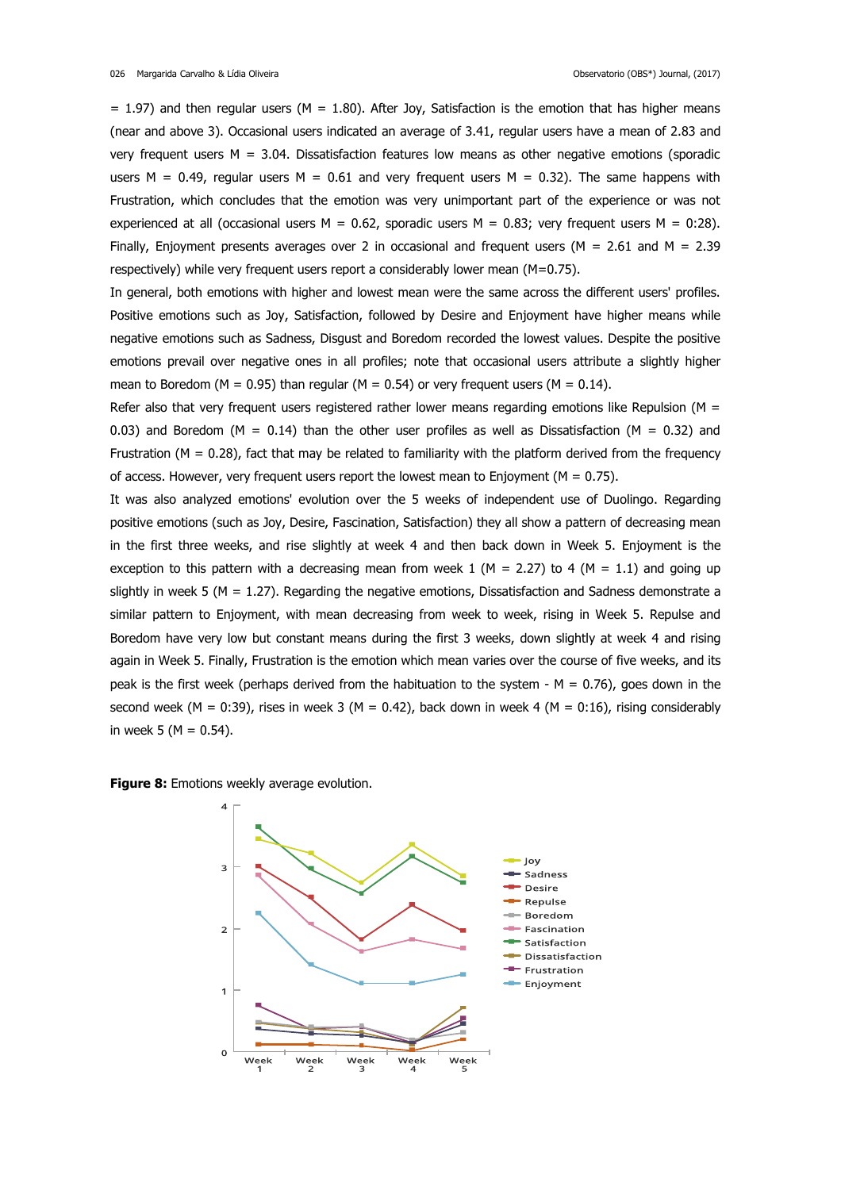= 1.97) and then regular users (M = 1.80). After Joy, Satisfaction is the emotion that has higher means (near and above 3). Occasional users indicated an average of 3.41, regular users have a mean of 2.83 and very frequent users M = 3.04. Dissatisfaction features low means as other negative emotions (sporadic users M = 0.49, regular users M = 0.61 and very frequent users M = 0.32). The same happens with Frustration, which concludes that the emotion was very unimportant part of the experience or was not experienced at all (occasional users M = 0.62, sporadic users M = 0.83; very frequent users M = 0:28). Finally, Enjoyment presents averages over 2 in occasional and frequent users (M = 2.61 and M = 2.39 respectively) while very frequent users report a considerably lower mean (M=0.75).

In general, both emotions with higher and lowest mean were the same across the different users' profiles. Positive emotions such as Joy, Satisfaction, followed by Desire and Enjoyment have higher means while negative emotions such as Sadness, Disgust and Boredom recorded the lowest values. Despite the positive emotions prevail over negative ones in all profiles; note that occasional users attribute a slightly higher mean to Boredom (M = 0.95) than regular (M = 0.54) or very frequent users (M = 0.14).

Refer also that very frequent users registered rather lower means regarding emotions like Repulsion (M = 0.03) and Boredom (M = 0.14) than the other user profiles as well as Dissatisfaction (M = 0.32) and Frustration (M = 0.28), fact that may be related to familiarity with the platform derived from the frequency of access. However, very frequent users report the lowest mean to Enjoyment (M = 0.75).

It was also analyzed emotions' evolution over the 5 weeks of independent use of Duolingo. Regarding positive emotions (such as Joy, Desire, Fascination, Satisfaction) they all show a pattern of decreasing mean in the first three weeks, and rise slightly at week 4 and then back down in Week 5. Enjoyment is the exception to this pattern with a decreasing mean from week 1 (M = 2.27) to 4 (M = 1.1) and going up slightly in week 5 (M = 1.27). Regarding the negative emotions, Dissatisfaction and Sadness demonstrate a similar pattern to Enjoyment, with mean decreasing from week to week, rising in Week 5. Repulse and Boredom have very low but constant means during the first 3 weeks, down slightly at week 4 and rising again in Week 5. Finally, Frustration is the emotion which mean varies over the course of five weeks, and its peak is the first week (perhaps derived from the habituation to the system - M = 0.76), goes down in the second week (M = 0:39), rises in week 3 (M = 0.42), back down in week 4 (M = 0:16), rising considerably in week 5 (M = 0.54).

**Figure 8:** Emotions weekly average evolution.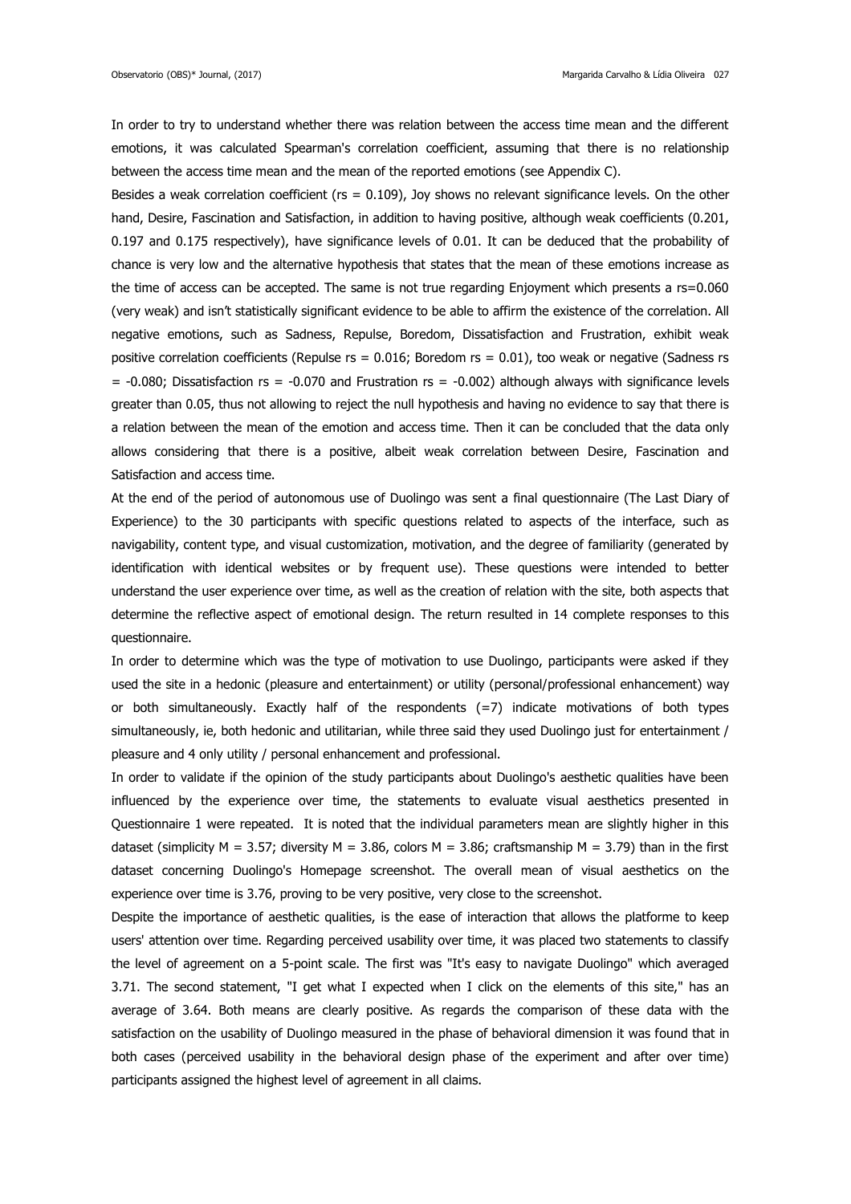In order to try to understand whether there was relation between the access time mean and the different emotions, it was calculated Spearman's correlation coefficient, assuming that there is no relationship between the access time mean and the mean of the reported emotions (see Appendix C).

Besides a weak correlation coefficient ($rs = 0.109$), Joy shows no relevant significance levels. On the other hand, Desire, Fascination and Satisfaction, in addition to having positive, although weak coefficients (0.201, 0.197 and 0.175 respectively), have significance levels of 0.01. It can be deduced that the probability of chance is very low and the alternative hypothesis that states that the mean of these emotions increase as the time of access can be accepted. The same is not true regarding Enjoyment which presents a $rs=0.060$ (very weak) and isn't statistically significant evidence to be able to affirm the existence of the correlation. All negative emotions, such as Sadness, Repulse, Boredom, Dissatisfaction and Frustration, exhibit weak positive correlation coefficients (Repulse $rs = 0.016$; Boredom $rs = 0.01$), too weak or negative (Sadness $rs = -0.080$; Dissatisfaction $rs = -0.070$ and Frustration $rs = -0.002$) although always with significance levels greater than 0.05, thus not allowing to reject the null hypothesis and having no evidence to say that there is a relation between the mean of the emotion and access time. Then it can be concluded that the data only allows considering that there is a positive, albeit weak correlation between Desire, Fascination and Satisfaction and access time.

At the end of the period of autonomous use of Duolingo was sent a final questionnaire (The Last Diary of Experience) to the 30 participants with specific questions related to aspects of the interface, such as navigability, content type, and visual customization, motivation, and the degree of familiarity (generated by identification with identical websites or by frequent use). These questions were intended to better understand the user experience over time, as well as the creation of relation with the site, both aspects that determine the reflective aspect of emotional design. The return resulted in 14 complete responses to this questionnaire.

In order to determine which was the type of motivation to use Duolingo, participants were asked if they used the site in a hedonic (pleasure and entertainment) or utility (personal/professional enhancement) way or both simultaneously. Exactly half of the respondents (=7) indicate motivations of both types simultaneously, ie, both hedonic and utilitarian, while three said they used Duolingo just for entertainment / pleasure and 4 only utility / personal enhancement and professional.

In order to validate if the opinion of the study participants about Duolingo's aesthetic qualities have been influenced by the experience over time, the statements to evaluate visual aesthetics presented in Questionnaire 1 were repeated. It is noted that the individual parameters mean are slightly higher in this dataset (simplicity $M = 3.57$; diversity $M = 3.86$, colors $M = 3.86$; craftsmanship $M = 3.79$) than in the first dataset concerning Duolingo's Homepage screenshot. The overall mean of visual aesthetics on the experience over time is 3.76, proving to be very positive, very close to the screenshot.

Despite the importance of aesthetic qualities, is the ease of interaction that allows the platforme to keep users' attention over time. Regarding perceived usability over time, it was placed two statements to classify the level of agreement on a 5-point scale. The first was "It's easy to navigate Duolingo" which averaged 3.71. The second statement, "I get what I expected when I click on the elements of this site," has an average of 3.64. Both means are clearly positive. As regards the comparison of these data with the satisfaction on the usability of Duolingo measured in the phase of behavioral dimension it was found that in both cases (perceived usability in the behavioral design phase of the experiment and after over time) participants assigned the highest level of agreement in all claims.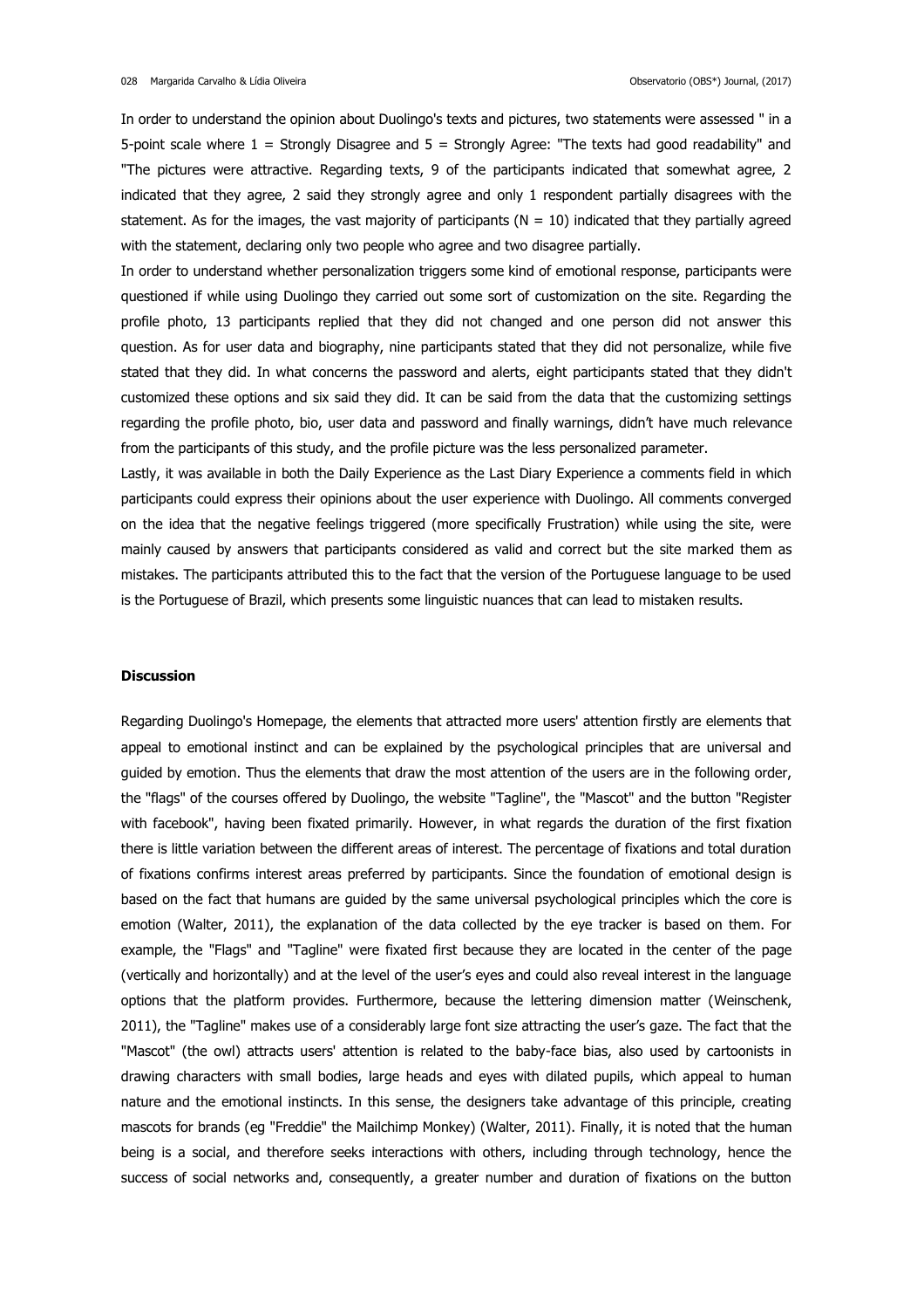In order to understand the opinion about Duolingo's texts and pictures, two statements were assessed " in a 5-point scale where 1 = Strongly Disagree and 5 = Strongly Agree: "The texts had good readability" and "The pictures were attractive. Regarding texts, 9 of the participants indicated that somewhat agree, 2 indicated that they agree, 2 said they strongly agree and only 1 respondent partially disagrees with the statement. As for the images, the vast majority of participants (N = 10) indicated that they partially agreed with the statement, declaring only two people who agree and two disagree partially.

In order to understand whether personalization triggers some kind of emotional response, participants were questioned if while using Duolingo they carried out some sort of customization on the site. Regarding the profile photo, 13 participants replied that they did not changed and one person did not answer this question. As for user data and biography, nine participants stated that they did not personalize, while five stated that they did. In what concerns the password and alerts, eight participants stated that they didn't customized these options and six said they did. It can be said from the data that the customizing settings regarding the profile photo, bio, user data and password and finally warnings, didn't have much relevance from the participants of this study, and the profile picture was the less personalized parameter.

Lastly, it was available in both the Daily Experience as the Last Diary Experience a comments field in which participants could express their opinions about the user experience with Duolingo. All comments converged on the idea that the negative feelings triggered (more specifically Frustration) while using the site, were mainly caused by answers that participants considered as valid and correct but the site marked them as mistakes. The participants attributed this to the fact that the version of the Portuguese language to be used is the Portuguese of Brazil, which presents some linguistic nuances that can lead to mistaken results.

## Discussion

Regarding Duolingo's Homepage, the elements that attracted more users' attention firstly are elements that appeal to emotional instinct and can be explained by the psychological principles that are universal and guided by emotion. Thus the elements that draw the most attention of the users are in the following order, the "flags" of the courses offered by Duolingo, the website "Tagline", the "Mascot" and the button "Register with facebook", having been fixated primarily. However, in what regards the duration of the first fixation there is little variation between the different areas of interest. The percentage of fixations and total duration of fixations confirms interest areas preferred by participants. Since the foundation of emotional design is based on the fact that humans are guided by the same universal psychological principles which the core is emotion (Walter, 2011), the explanation of the data collected by the eye tracker is based on them. For example, the "Flags" and "Tagline" were fixated first because they are located in the center of the page (vertically and horizontally) and at the level of the user's eyes and could also reveal interest in the language options that the platform provides. Furthermore, because the lettering dimension matter (Weinschenk, 2011), the "Tagline" makes use of a considerably large font size attracting the user's gaze. The fact that the "Mascot" (the owl) attracts users' attention is related to the baby-face bias, also used by cartoonists in drawing characters with small bodies, large heads and eyes with dilated pupils, which appeal to human nature and the emotional instincts. In this sense, the designers take advantage of this principle, creating mascots for brands (eg "Freddie" the Mailchimp Monkey) (Walter, 2011). Finally, it is noted that the human being is a social, and therefore seeks interactions with others, including through technology, hence the success of social networks and, consequently, a greater number and duration of fixations on the button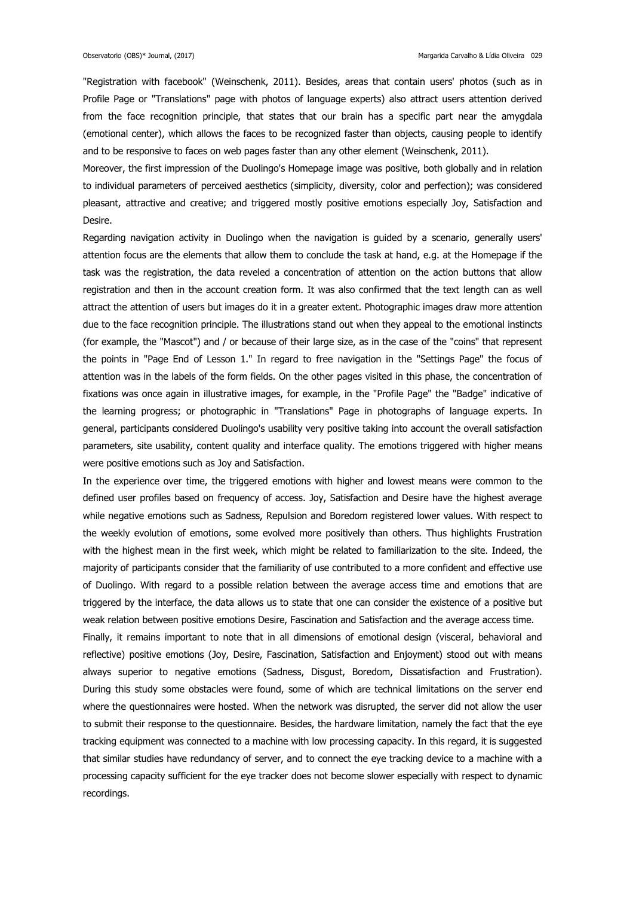"Registration with facebook" (Weinschenk, 2011). Besides, areas that contain users' photos (such as in Profile Page or "Translations" page with photos of language experts) also attract users attention derived from the face recognition principle, that states that our brain has a specific part near the amygdala (emotional center), which allows the faces to be recognized faster than objects, causing people to identify and to be responsive to faces on web pages faster than any other element (Weinschenk, 2011).

Moreover, the first impression of the Duolingo's Homepage image was positive, both globally and in relation to individual parameters of perceived aesthetics (simplicity, diversity, color and perfection); was considered pleasant, attractive and creative; and triggered mostly positive emotions especially Joy, Satisfaction and Desire.

Regarding navigation activity in Duolingo when the navigation is guided by a scenario, generally users' attention focus are the elements that allow them to conclude the task at hand, e.g. at the Homepage if the task was the registration, the data reveled a concentration of attention on the action buttons that allow registration and then in the account creation form. It was also confirmed that the text length can as well attract the attention of users but images do it in a greater extent. Photographic images draw more attention due to the face recognition principle. The illustrations stand out when they appeal to the emotional instincts (for example, the "Mascot") and / or because of their large size, as in the case of the "coins" that represent the points in "Page End of Lesson 1." In regard to free navigation in the "Settings Page" the focus of attention was in the labels of the form fields. On the other pages visited in this phase, the concentration of fixations was once again in illustrative images, for example, in the "Profile Page" the "Badge" indicative of the learning progress; or photographic in "Translations" Page in photographs of language experts. In general, participants considered Duolingo's usability very positive taking into account the overall satisfaction parameters, site usability, content quality and interface quality. The emotions triggered with higher means were positive emotions such as Joy and Satisfaction.

In the experience over time, the triggered emotions with higher and lowest means were common to the defined user profiles based on frequency of access. Joy, Satisfaction and Desire have the highest average while negative emotions such as Sadness, Repulsion and Boredom registered lower values. With respect to the weekly evolution of emotions, some evolved more positively than others. Thus highlights Frustration with the highest mean in the first week, which might be related to familiarization to the site. Indeed, the majority of participants consider that the familiarity of use contributed to a more confident and effective use of Duolingo. With regard to a possible relation between the average access time and emotions that are triggered by the interface, the data allows us to state that one can consider the existence of a positive but weak relation between positive emotions Desire, Fascination and Satisfaction and the average access time.

Finally, it remains important to note that in all dimensions of emotional design (visceral, behavioral and reflective) positive emotions (Joy, Desire, Fascination, Satisfaction and Enjoyment) stood out with means always superior to negative emotions (Sadness, Disgust, Boredom, Dissatisfaction and Frustration). During this study some obstacles were found, some of which are technical limitations on the server end where the questionnaires were hosted. When the network was disrupted, the server did not allow the user to submit their response to the questionnaire. Besides, the hardware limitation, namely the fact that the eye tracking equipment was connected to a machine with low processing capacity. In this regard, it is suggested that similar studies have redundancy of server, and to connect the eye tracking device to a machine with a processing capacity sufficient for the eye tracker does not become slower especially with respect to dynamic recordings.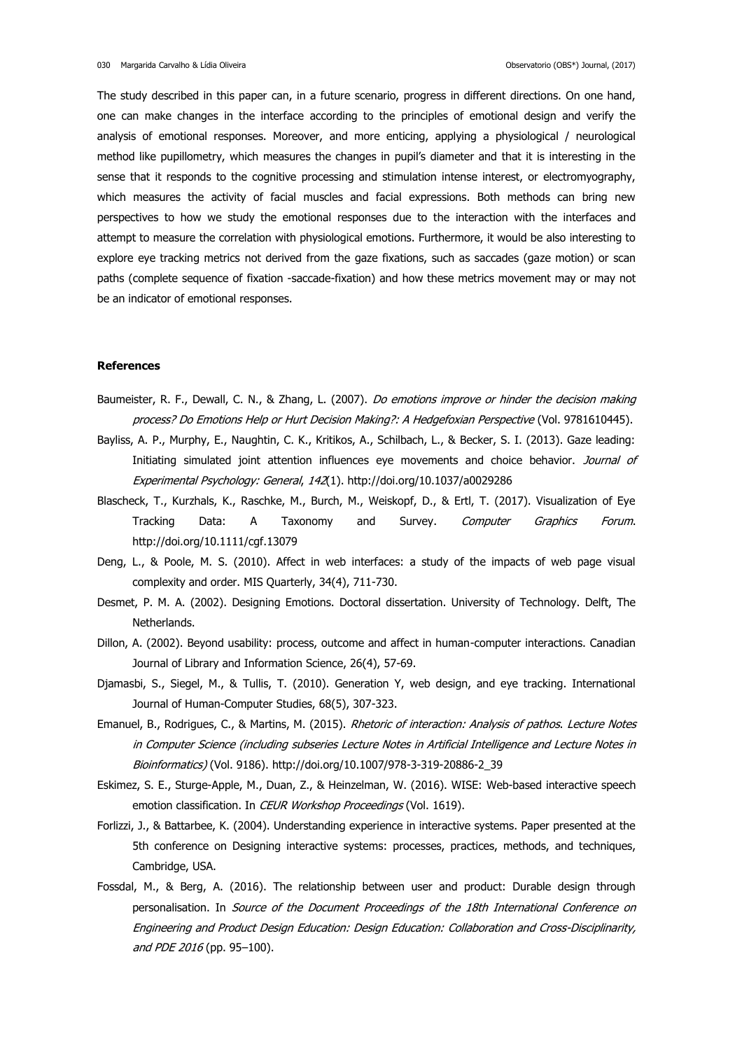The study described in this paper can, in a future scenario, progress in different directions. On one hand, one can make changes in the interface according to the principles of emotional design and verify the analysis of emotional responses. Moreover, and more enticing, applying a physiological / neurological method like pupillometry, which measures the changes in pupil's diameter and that it is interesting in the sense that it responds to the cognitive processing and stimulation intense interest, or electromyography, which measures the activity of facial muscles and facial expressions. Both methods can bring new perspectives to how we study the emotional responses due to the interaction with the interfaces and attempt to measure the correlation with physiological emotions. Furthermore, it would be also interesting to explore eye tracking metrics not derived from the gaze fixations, such as saccades (gaze motion) or scan paths (complete sequence of fixation -saccade-fixation) and how these metrics movement may or may not be an indicator of emotional responses.

**References**

Baumeister, R. F., Dewall, C. N., & Zhang, L. (2007). *Do emotions improve or hinder the decision making process? Do Emotions Help or Hurt Decision Making?: A Hedgefoxian Perspective* (Vol. 9781610445).

Bayliss, A. P., Murphy, E., Naughtin, C. K., Kritikos, A., Schilbach, L., & Becker, S. I. (2013). Gaze leading: Initiating simulated joint attention influences eye movements and choice behavior. *Journal of Experimental Psychology: General*, *142*(1). http://doi.org/10.1037/a0029286

Blascheck, T., Kurzhals, K., Raschke, M., Burch, M., Weiskopf, D., & Ertl, T. (2017). Visualization of Eye Tracking Data: A Taxonomy and Survey. *Computer Graphics Forum*. http://doi.org/10.1111/cgf.13079

Deng, L., & Poole, M. S. (2010). Affect in web interfaces: a study of the impacts of web page visual complexity and order. MIS Quarterly, 34(4), 711-730.

Desmet, P. M. A. (2002). Designing Emotions. Doctoral dissertation. University of Technology. Delft, The Netherlands.

Dillon, A. (2002). Beyond usability: process, outcome and affect in human-computer interactions. Canadian Journal of Library and Information Science, 26(4), 57-69.

Djamasbi, S., Siegel, M., & Tullis, T. (2010). Generation Y, web design, and eye tracking. International Journal of Human-Computer Studies, 68(5), 307-323.

Emanuel, B., Rodrigues, C., & Martins, M. (2015). *Rhetoric of interaction: Analysis of pathos*. *Lecture Notes in Computer Science (including subseries Lecture Notes in Artificial Intelligence and Lecture Notes in Bioinformatics)* (Vol. 9186). http://doi.org/10.1007/978-3-319-20886-2_39

Eskimez, S. E., Sturge-Apple, M., Duan, Z., & Heinzelman, W. (2016). WISE: Web-based interactive speech emotion classification. In *CEUR Workshop Proceedings* (Vol. 1619).

Forlizzi, J., & Battarbee, K. (2004). Understanding experience in interactive systems. Paper presented at the 5th conference on Designing interactive systems: processes, practices, methods, and techniques, Cambridge, USA.

Fossdal, M., & Berg, A. (2016). The relationship between user and product: Durable design through personalisation. In *Source of the Document Proceedings of the 18th International Conference on Engineering and Product Design Education: Design Education: Collaboration and Cross-Disciplinarity, and PDE 2016* (pp. 95–100).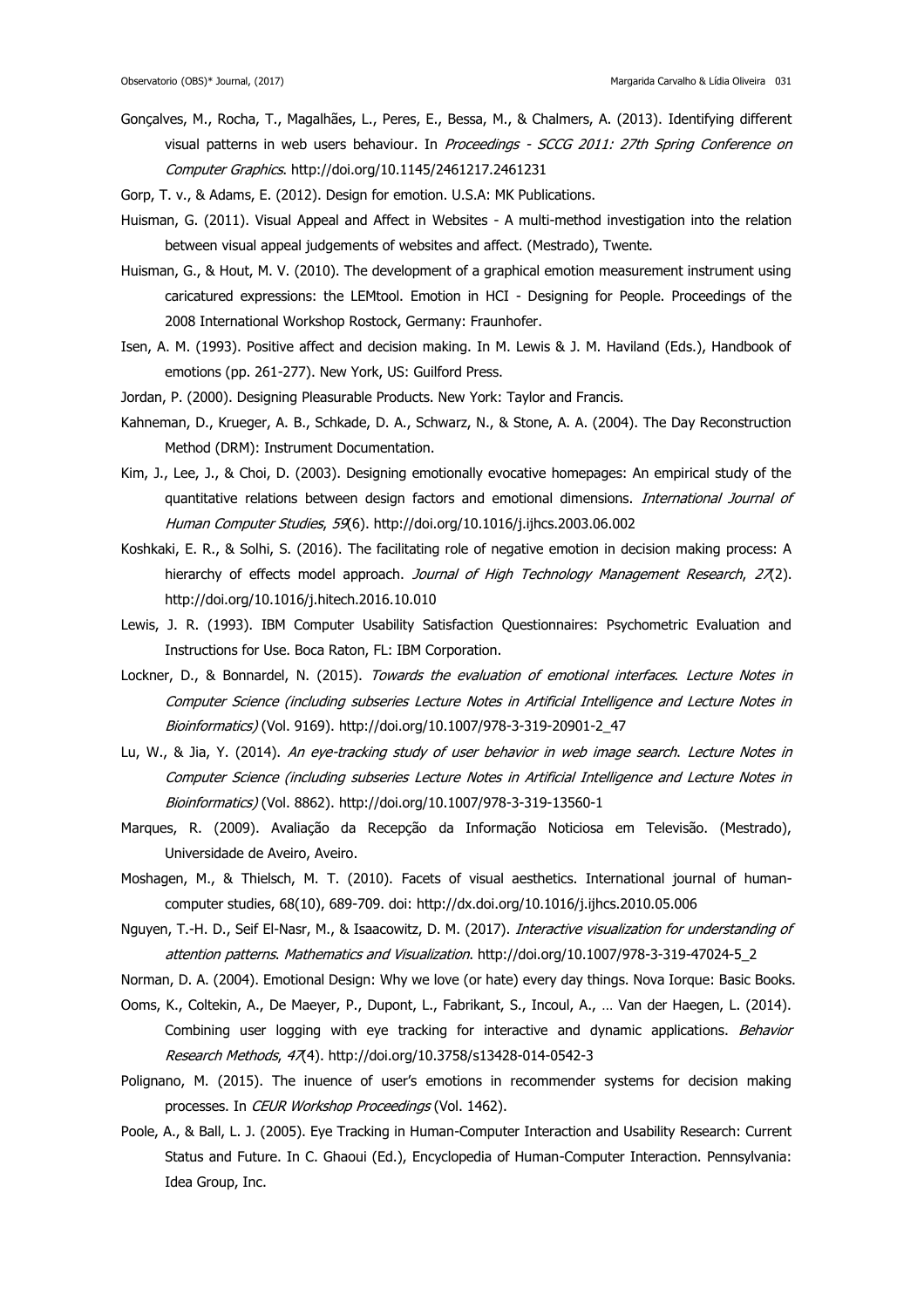Gonçalves, M., Rocha, T., Magalhães, L., Peres, E., Bessa, M., & Chalmers, A. (2013). Identifying different visual patterns in web users behaviour. In *Proceedings - SCCG 2011: 27th Spring Conference on Computer Graphics*. http://doi.org/10.1145/2461217.2461231

Gorp, T. v., & Adams, E. (2012). Design for emotion. U.S.A: MK Publications.

Huisman, G. (2011). Visual Appeal and Affect in Websites - A multi-method investigation into the relation between visual appeal judgements of websites and affect. (Mestrado), Twente.

Huisman, G., & Hout, M. V. (2010). The development of a graphical emotion measurement instrument using caricatured expressions: the LEMtool. Emotion in HCI - Designing for People. Proceedings of the 2008 International Workshop Rostock, Germany: Fraunhofer.

Isen, A. M. (1993). Positive affect and decision making. In M. Lewis & J. M. Haviland (Eds.), Handbook of emotions (pp. 261-277). New York, US: Guilford Press.

Jordan, P. (2000). Designing Pleasurable Products. New York: Taylor and Francis.

Kahneman, D., Krueger, A. B., Schkade, D. A., Schwarz, N., & Stone, A. A. (2004). The Day Reconstruction Method (DRM): Instrument Documentation.

Kim, J., Lee, J., & Choi, D. (2003). Designing emotionally evocative homepages: An empirical study of the quantitative relations between design factors and emotional dimensions. *International Journal of Human Computer Studies*, *59*(6). http://doi.org/10.1016/j.ijhcs.2003.06.002

Koshkaki, E. R., & Solhi, S. (2016). The facilitating role of negative emotion in decision making process: A hierarchy of effects model approach. *Journal of High Technology Management Research*, *27*(2). http://doi.org/10.1016/j.hitech.2016.10.010

Lewis, J. R. (1993). IBM Computer Usability Satisfaction Questionnaires: Psychometric Evaluation and Instructions for Use. Boca Raton, FL: IBM Corporation.

Lockner, D., & Bonnardel, N. (2015). *Towards the evaluation of emotional interfaces*. *Lecture Notes in Computer Science (including subseries Lecture Notes in Artificial Intelligence and Lecture Notes in Bioinformatics)* (Vol. 9169). http://doi.org/10.1007/978-3-319-20901-2_47

Lu, W., & Jia, Y. (2014). *An eye-tracking study of user behavior in web image search*. *Lecture Notes in Computer Science (including subseries Lecture Notes in Artificial Intelligence and Lecture Notes in Bioinformatics)* (Vol. 8862). http://doi.org/10.1007/978-3-319-13560-1

Marques, R. (2009). Avaliação da Recepção da Informação Noticiosa em Televisão. (Mestrado), Universidade de Aveiro, Aveiro.

Moshagen, M., & Thielsch, M. T. (2010). Facets of visual aesthetics. International journal of human-computer studies, 68(10), 689-709. doi: http://dx.doi.org/10.1016/j.ijhcs.2010.05.006

Nguyen, T.-H. D., Seif El-Nasr, M., & Isaacowitz, D. M. (2017). *Interactive visualization for understanding of attention patterns*. *Mathematics and Visualization*. http://doi.org/10.1007/978-3-319-47024-5_2

Norman, D. A. (2004). Emotional Design: Why we love (or hate) every day things. Nova Iorque: Basic Books.

Ooms, K., Coltekin, A., De Maeyer, P., Dupont, L., Fabrikant, S., Incoul, A., … Van der Haegen, L. (2014). Combining user logging with eye tracking for interactive and dynamic applications. *Behavior Research Methods*, *47*(4). http://doi.org/10.3758/s13428-014-0542-3

Polignano, M. (2015). The inuence of user's emotions in recommender systems for decision making processes. In *CEUR Workshop Proceedings* (Vol. 1462).

Poole, A., & Ball, L. J. (2005). Eye Tracking in Human-Computer Interaction and Usability Research: Current Status and Future. In C. Ghaoui (Ed.), Encyclopedia of Human-Computer Interaction. Pennsylvania: Idea Group, Inc.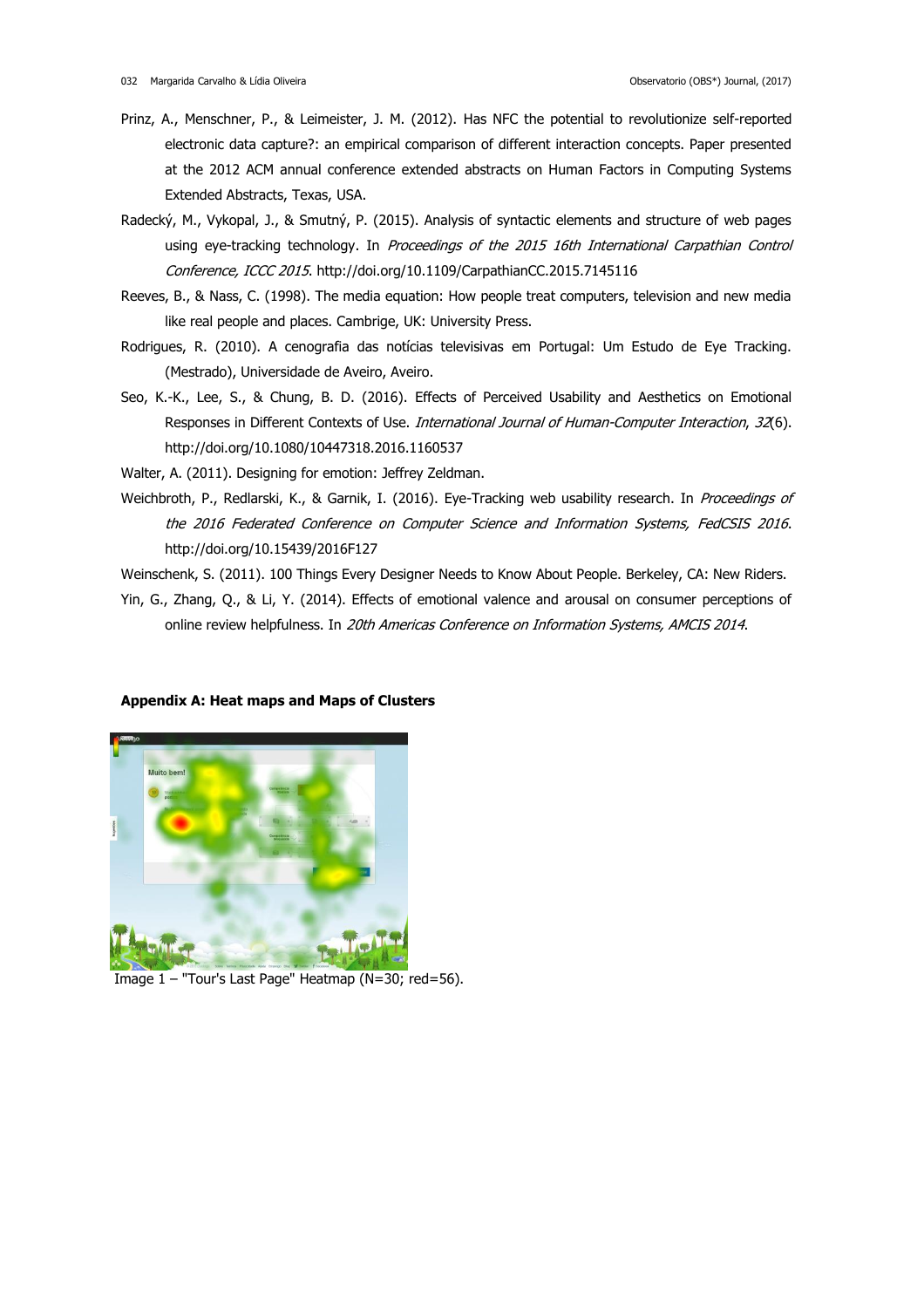Prinz, A., Menschner, P., & Leimeister, J. M. (2012). Has NFC the potential to revolutionize self-reported electronic data capture?: an empirical comparison of different interaction concepts. Paper presented at the 2012 ACM annual conference extended abstracts on Human Factors in Computing Systems Extended Abstracts, Texas, USA.

Radecký, M., Vykopal, J., & Smutný, P. (2015). Analysis of syntactic elements and structure of web pages using eye-tracking technology. In *Proceedings of the 2015 16th International Carpathian Control Conference, ICCC 2015*. http://doi.org/10.1109/CarpathianCC.2015.7145116

Reeves, B., & Nass, C. (1998). The media equation: How people treat computers, television and new media like real people and places. Cambrige, UK: University Press.

Rodrigues, R. (2010). A cenografia das notícias televisivas em Portugal: Um Estudo de Eye Tracking. (Mestrado), Universidade de Aveiro, Aveiro.

Seo, K.-K., Lee, S., & Chung, B. D. (2016). Effects of Perceived Usability and Aesthetics on Emotional Responses in Different Contexts of Use. *International Journal of Human-Computer Interaction*, *32*(6). http://doi.org/10.1080/10447318.2016.1160537

Walter, A. (2011). Designing for emotion: Jeffrey Zeldman.

Weichbroth, P., Redlarski, K., & Garnik, I. (2016). Eye-Tracking web usability research. In *Proceedings of the 2016 Federated Conference on Computer Science and Information Systems, FedCSIS 2016*. http://doi.org/10.15439/2016F127

Weinschenk, S. (2011). 100 Things Every Designer Needs to Know About People. Berkeley, CA: New Riders.

Yin, G., Zhang, Q., & Li, Y. (2014). Effects of emotional valence and arousal on consumer perceptions of online review helpfulness. In *20th Americas Conference on Information Systems, AMCIS 2014*.

**Appendix A: Heat maps and Maps of Clusters**

Image 1 – "Tour's Last Page" Heatmap (N=30; red=56).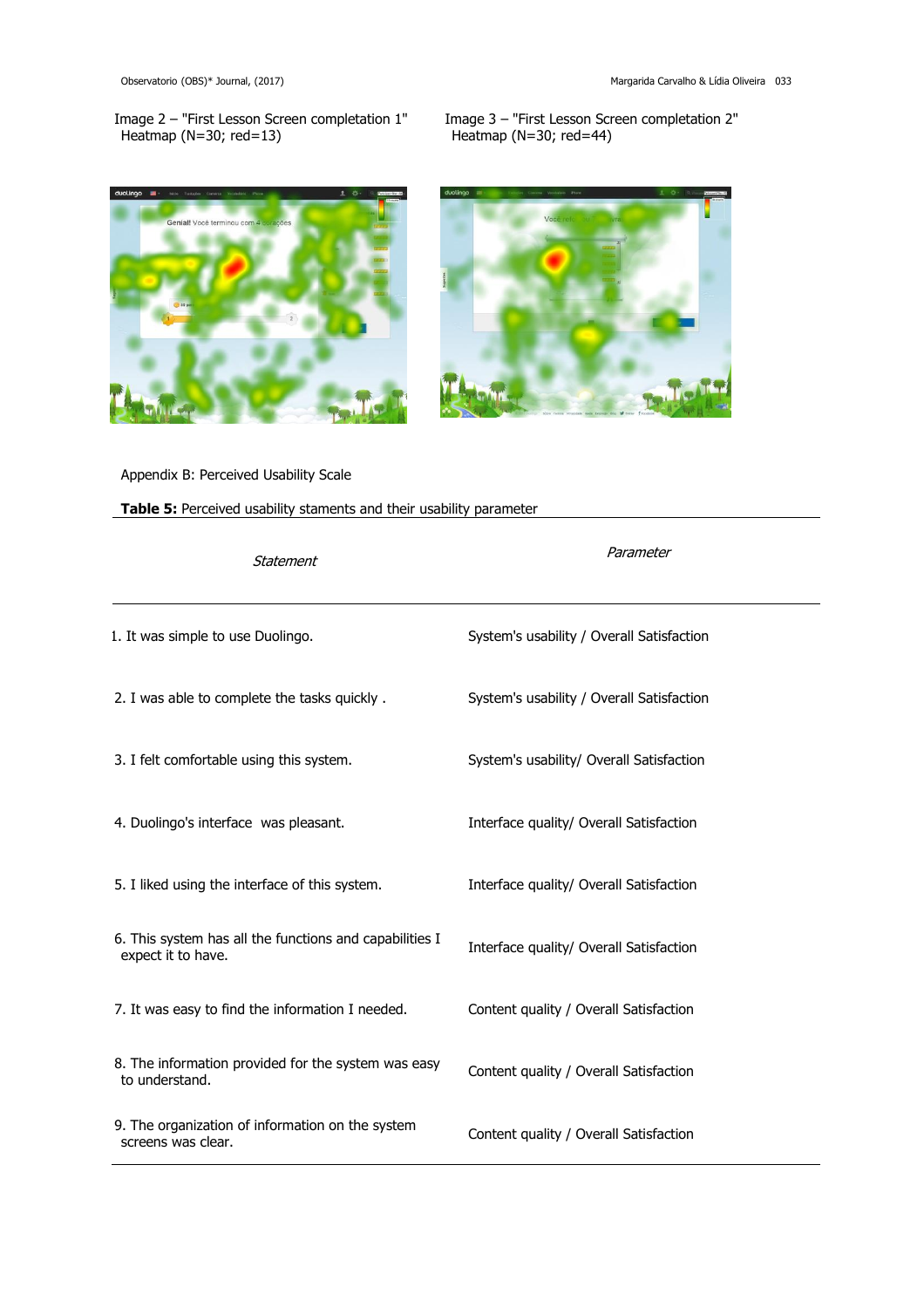Image 2 – "First Lesson Screen completation 1" Heatmap (N=30; red=13)

Image 3 – "First Lesson Screen completation 2" Heatmap (N=30; red=44)

Appendix B: Perceived Usability Scale

**Table 5:** Perceived usability staments and their usability parameter

| *Statement* | *Parameter* |
|---|---|
| 1. It was simple to use Duolingo. | System's usability / Overall Satisfaction |
| 2. I was able to complete the tasks quickly . | System's usability / Overall Satisfaction |
| 3. I felt comfortable using this system. | System's usability/ Overall Satisfaction |
| 4. Duolingo's interface was pleasant. | Interface quality/ Overall Satisfaction |
| 5. I liked using the interface of this system. | Interface quality/ Overall Satisfaction |
| 6. This system has all the functions and capabilities I expect it to have. | Interface quality/ Overall Satisfaction |
| 7. It was easy to find the information I needed. | Content quality / Overall Satisfaction |
| 8. The information provided for the system was easy to understand. | Content quality / Overall Satisfaction |
| 9. The organization of information on the system screens was clear. | Content quality / Overall Satisfaction |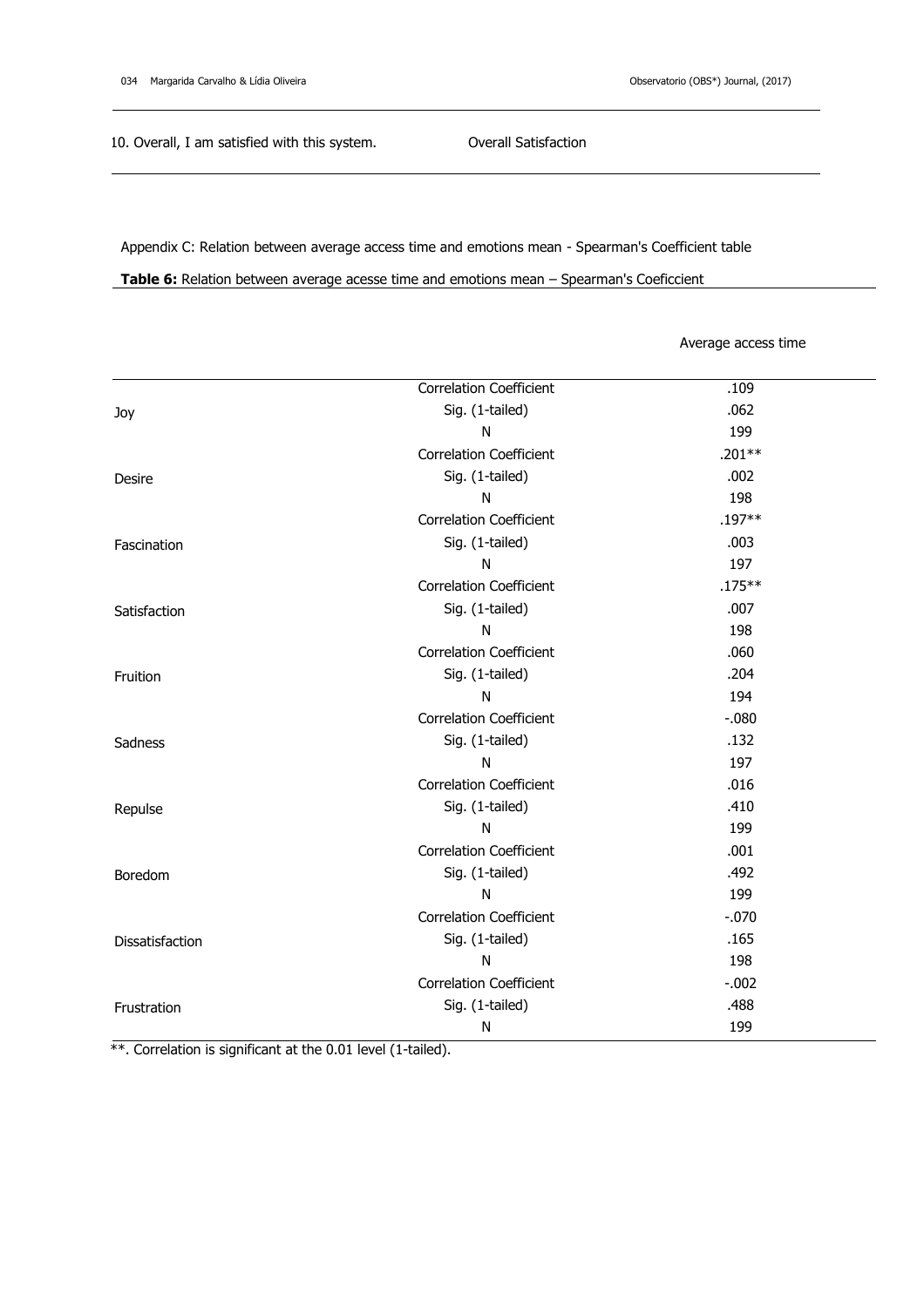| | |
|---|---|
| 10. Overall, I am satisfied with this system. | Overall Satisfaction |

Appendix C: Relation between average access time and emotions mean - Spearman's Coefficient table

**Table 6:** Relation between average acesse time and emotions mean – Spearman's Coeficcient

| | | Average access time |
|---|---|---|
| Joy | Correlation Coefficient | .109 |
| | Sig. (1-tailed) | .062 |
| | N | 199 |
| Desire | Correlation Coefficient | .201** |
| | Sig. (1-tailed) | .002 |
| | N | 198 |
| Fascination | Correlation Coefficient | .197** |
| | Sig. (1-tailed) | .003 |
| | N | 197 |
| Satisfaction | Correlation Coefficient | .175** |
| | Sig. (1-tailed) | .007 |
| | N | 198 |
| Fruition | Correlation Coefficient | .060 |
| | Sig. (1-tailed) | .204 |
| | N | 194 |
| Sadness | Correlation Coefficient | -.080 |
| | Sig. (1-tailed) | .132 |
| | N | 197 |
| Repulse | Correlation Coefficient | .016 |
| | Sig. (1-tailed) | .410 |
| | N | 199 |
| Boredom | Correlation Coefficient | .001 |
| | Sig. (1-tailed) | .492 |
| | N | 199 |
| Dissatisfaction | Correlation Coefficient | -.070 |
| | Sig. (1-tailed) | .165 |
| | N | 198 |
| Frustration | Correlation Coefficient | -.002 |
| | Sig. (1-tailed) | .488 |
| | N | 199 |

**. Correlation is significant at the 0.01 level (1-tailed).